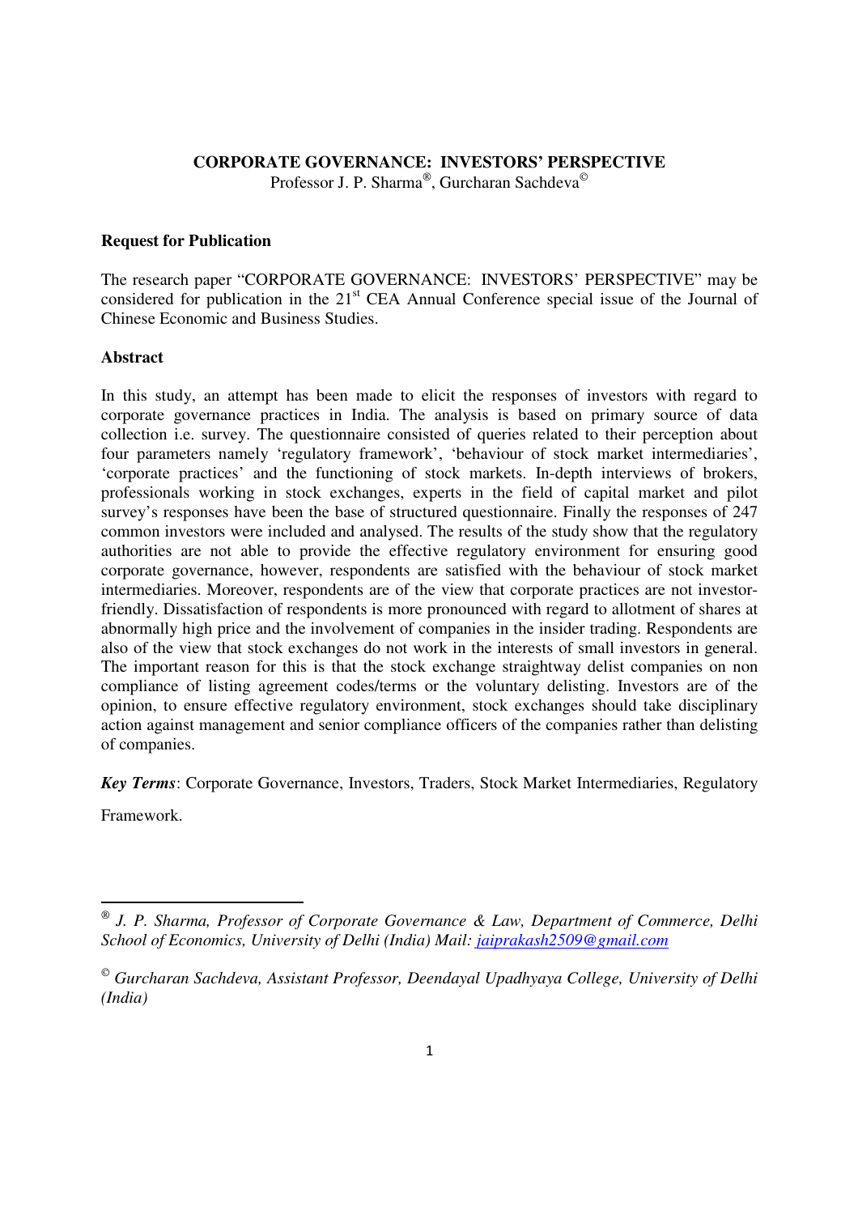# CORPORATE GOVERNANCE: INVESTORS' PERSPECTIVE

Professor J. P. Sharma[®], Gurcharan Sachdeva[©]

## Request for Publication

The research paper "CORPORATE GOVERNANCE: INVESTORS' PERSPECTIVE" may be considered for publication in the 21st CEA Annual Conference special issue of the Journal of Chinese Economic and Business Studies.

## Abstract

In this study, an attempt has been made to elicit the responses of investors with regard to corporate governance practices in India. The analysis is based on primary source of data collection i.e. survey. The questionnaire consisted of queries related to their perception about four parameters namely 'regulatory framework', 'behaviour of stock market intermediaries', 'corporate practices' and the functioning of stock markets. In-depth interviews of brokers, professionals working in stock exchanges, experts in the field of capital market and pilot survey's responses have been the base of structured questionnaire. Finally the responses of 247 common investors were included and analysed. The results of the study show that the regulatory authorities are not able to provide the effective regulatory environment for ensuring good corporate governance, however, respondents are satisfied with the behaviour of stock market intermediaries. Moreover, respondents are of the view that corporate practices are not investor-friendly. Dissatisfaction of respondents is more pronounced with regard to allotment of shares at abnormally high price and the involvement of companies in the insider trading. Respondents are also of the view that stock exchanges do not work in the interests of small investors in general. The important reason for this is that the stock exchange straightway delist companies on non compliance of listing agreement codes/terms or the voluntary delisting. Investors are of the opinion, to ensure effective regulatory environment, stock exchanges should take disciplinary action against management and senior compliance officers of the companies rather than delisting of companies.

***Key Terms***: Corporate Governance, Investors, Traders, Stock Market Intermediaries, Regulatory Framework.

---

[®] *J. P. Sharma, Professor of Corporate Governance & Law, Department of Commerce, Delhi School of Economics, University of Delhi (India) Mail: jaiprakash2509@gmail.com*

[©] *Gurcharan Sachdeva, Assistant Professor, Deendayal Upadhyaya College, University of Delhi (India)*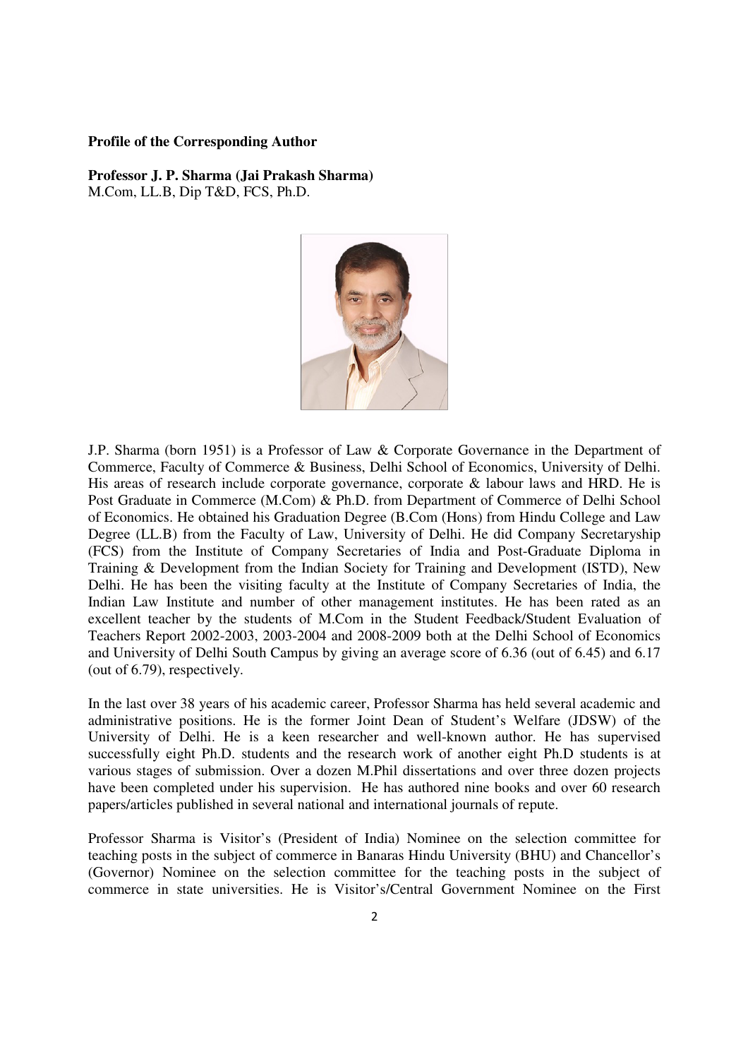**Profile of the Corresponding Author**

**Professor J. P. Sharma (Jai Prakash Sharma)**
M.Com, LL.B, Dip T&D, FCS, Ph.D.

J.P. Sharma (born 1951) is a Professor of Law & Corporate Governance in the Department of Commerce, Faculty of Commerce & Business, Delhi School of Economics, University of Delhi. His areas of research include corporate governance, corporate & labour laws and HRD. He is Post Graduate in Commerce (M.Com) & Ph.D. from Department of Commerce of Delhi School of Economics. He obtained his Graduation Degree (B.Com (Hons) from Hindu College and Law Degree (LL.B) from the Faculty of Law, University of Delhi. He did Company Secretaryship (FCS) from the Institute of Company Secretaries of India and Post-Graduate Diploma in Training & Development from the Indian Society for Training and Development (ISTD), New Delhi. He has been the visiting faculty at the Institute of Company Secretaries of India, the Indian Law Institute and number of other management institutes. He has been rated as an excellent teacher by the students of M.Com in the Student Feedback/Student Evaluation of Teachers Report 2002-2003, 2003-2004 and 2008-2009 both at the Delhi School of Economics and University of Delhi South Campus by giving an average score of 6.36 (out of 6.45) and 6.17 (out of 6.79), respectively.

In the last over 38 years of his academic career, Professor Sharma has held several academic and administrative positions. He is the former Joint Dean of Student's Welfare (JDSW) of the University of Delhi. He is a keen researcher and well-known author. He has supervised successfully eight Ph.D. students and the research work of another eight Ph.D students is at various stages of submission. Over a dozen M.Phil dissertations and over three dozen projects have been completed under his supervision. He has authored nine books and over 60 research papers/articles published in several national and international journals of repute.

Professor Sharma is Visitor's (President of India) Nominee on the selection committee for teaching posts in the subject of commerce in Banaras Hindu University (BHU) and Chancellor's (Governor) Nominee on the selection committee for the teaching posts in the subject of commerce in state universities. He is Visitor's/Central Government Nominee on the First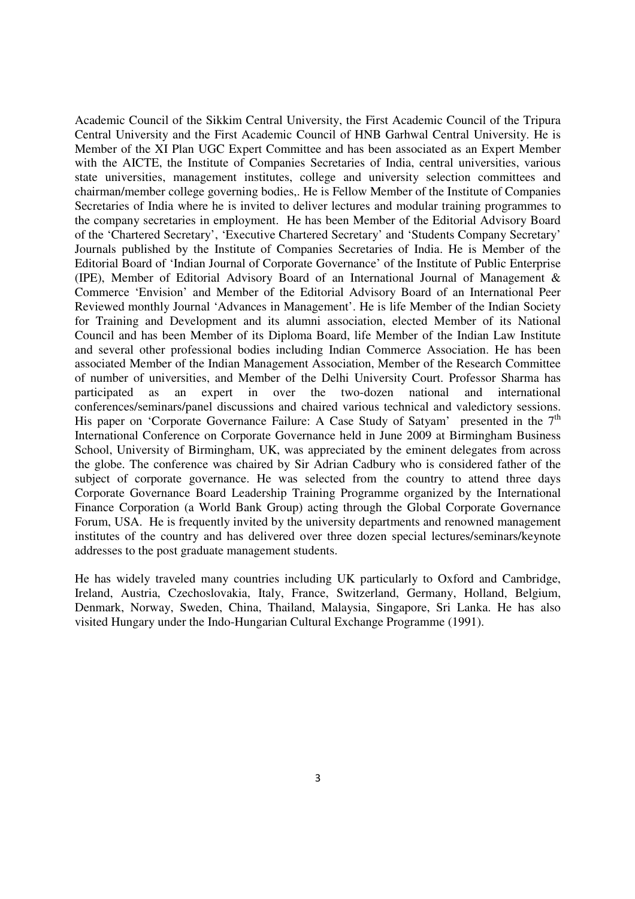Academic Council of the Sikkim Central University, the First Academic Council of the Tripura Central University and the First Academic Council of HNB Garhwal Central University. He is Member of the XI Plan UGC Expert Committee and has been associated as an Expert Member with the AICTE, the Institute of Companies Secretaries of India, central universities, various state universities, management institutes, college and university selection committees and chairman/member college governing bodies,. He is Fellow Member of the Institute of Companies Secretaries of India where he is invited to deliver lectures and modular training programmes to the company secretaries in employment. He has been Member of the Editorial Advisory Board of the 'Chartered Secretary', 'Executive Chartered Secretary' and 'Students Company Secretary' Journals published by the Institute of Companies Secretaries of India. He is Member of the Editorial Board of 'Indian Journal of Corporate Governance' of the Institute of Public Enterprise (IPE), Member of Editorial Advisory Board of an International Journal of Management & Commerce 'Envision' and Member of the Editorial Advisory Board of an International Peer Reviewed monthly Journal 'Advances in Management'. He is life Member of the Indian Society for Training and Development and its alumni association, elected Member of its National Council and has been Member of its Diploma Board, life Member of the Indian Law Institute and several other professional bodies including Indian Commerce Association. He has been associated Member of the Indian Management Association, Member of the Research Committee of number of universities, and Member of the Delhi University Court. Professor Sharma has participated as an expert in over the two-dozen national and international conferences/seminars/panel discussions and chaired various technical and valedictory sessions. His paper on 'Corporate Governance Failure: A Case Study of Satyam' presented in the 7th International Conference on Corporate Governance held in June 2009 at Birmingham Business School, University of Birmingham, UK, was appreciated by the eminent delegates from across the globe. The conference was chaired by Sir Adrian Cadbury who is considered father of the subject of corporate governance. He was selected from the country to attend three days Corporate Governance Board Leadership Training Programme organized by the International Finance Corporation (a World Bank Group) acting through the Global Corporate Governance Forum, USA. He is frequently invited by the university departments and renowned management institutes of the country and has delivered over three dozen special lectures/seminars/keynote addresses to the post graduate management students.

He has widely traveled many countries including UK particularly to Oxford and Cambridge, Ireland, Austria, Czechoslovakia, Italy, France, Switzerland, Germany, Holland, Belgium, Denmark, Norway, Sweden, China, Thailand, Malaysia, Singapore, Sri Lanka. He has also visited Hungary under the Indo-Hungarian Cultural Exchange Programme (1991).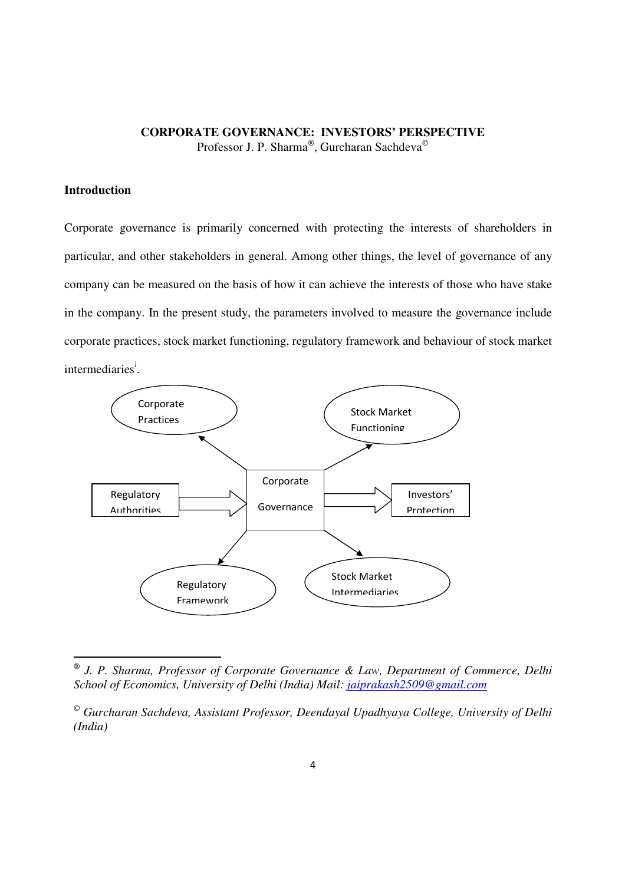**CORPORATE GOVERNANCE: INVESTORS' PERSPECTIVE**

Professor J. P. Sharma[®], Gurcharan Sachdeva[©]

## Introduction

Corporate governance is primarily concerned with protecting the interests of shareholders in particular, and other stakeholders in general. Among other things, the level of governance of any company can be measured on the basis of how it can achieve the interests of those who have stake in the company. In the present study, the parameters involved to measure the governance include corporate practices, stock market functioning, regulatory framework and behaviour of stock market intermediaries[i].

Corporate Practices

Stock Market Functioning

Regulatory Authorities

Corporate Governance

Investors' Protection

Regulatory Framework

Stock Market Intermediaries

---

[®] *J. P. Sharma, Professor of Corporate Governance & Law, Department of Commerce, Delhi School of Economics, University of Delhi (India) Mail: jaiprakash2509@gmail.com*

[©] *Gurcharan Sachdeva, Assistant Professor, Deendayal Upadhyaya College, University of Delhi (India)*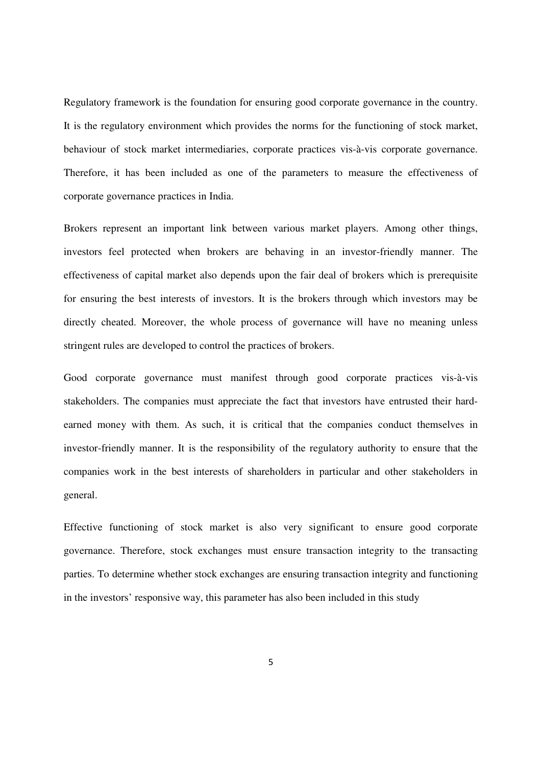Regulatory framework is the foundation for ensuring good corporate governance in the country. It is the regulatory environment which provides the norms for the functioning of stock market, behaviour of stock market intermediaries, corporate practices vis-à-vis corporate governance. Therefore, it has been included as one of the parameters to measure the effectiveness of corporate governance practices in India.

Brokers represent an important link between various market players. Among other things, investors feel protected when brokers are behaving in an investor-friendly manner. The effectiveness of capital market also depends upon the fair deal of brokers which is prerequisite for ensuring the best interests of investors. It is the brokers through which investors may be directly cheated. Moreover, the whole process of governance will have no meaning unless stringent rules are developed to control the practices of brokers.

Good corporate governance must manifest through good corporate practices vis-à-vis stakeholders. The companies must appreciate the fact that investors have entrusted their hard-earned money with them. As such, it is critical that the companies conduct themselves in investor-friendly manner. It is the responsibility of the regulatory authority to ensure that the companies work in the best interests of shareholders in particular and other stakeholders in general.

Effective functioning of stock market is also very significant to ensure good corporate governance. Therefore, stock exchanges must ensure transaction integrity to the transacting parties. To determine whether stock exchanges are ensuring transaction integrity and functioning in the investors' responsive way, this parameter has also been included in this study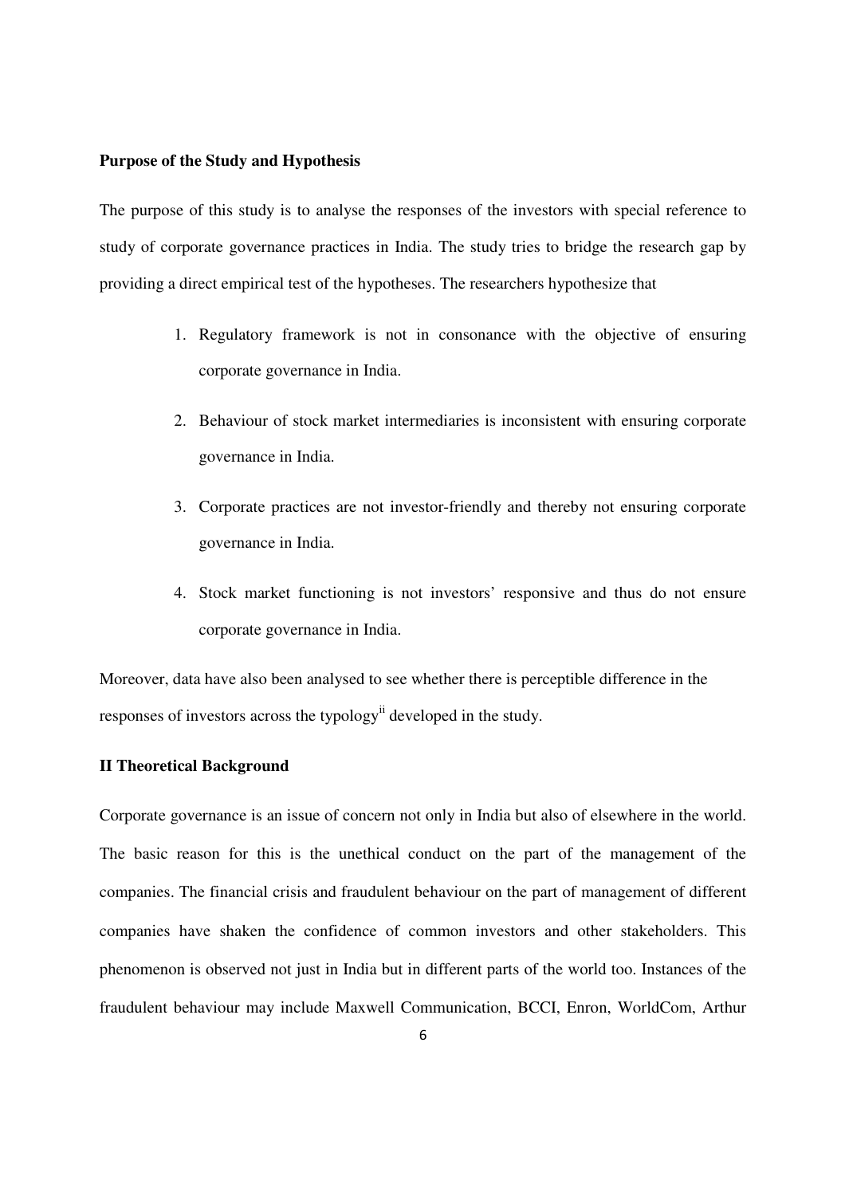**Purpose of the Study and Hypothesis**

The purpose of this study is to analyse the responses of the investors with special reference to study of corporate governance practices in India. The study tries to bridge the research gap by providing a direct empirical test of the hypotheses. The researchers hypothesize that

1. Regulatory framework is not in consonance with the objective of ensuring corporate governance in India.
2. Behaviour of stock market intermediaries is inconsistent with ensuring corporate governance in India.
3. Corporate practices are not investor-friendly and thereby not ensuring corporate governance in India.
4. Stock market functioning is not investors' responsive and thus do not ensure corporate governance in India.

Moreover, data have also been analysed to see whether there is perceptible difference in the responses of investors across the typology[ii] developed in the study.

## II Theoretical Background

Corporate governance is an issue of concern not only in India but also of elsewhere in the world. The basic reason for this is the unethical conduct on the part of the management of the companies. The financial crisis and fraudulent behaviour on the part of management of different companies have shaken the confidence of common investors and other stakeholders. This phenomenon is observed not just in India but in different parts of the world too. Instances of the fraudulent behaviour may include Maxwell Communication, BCCI, Enron, WorldCom, Arthur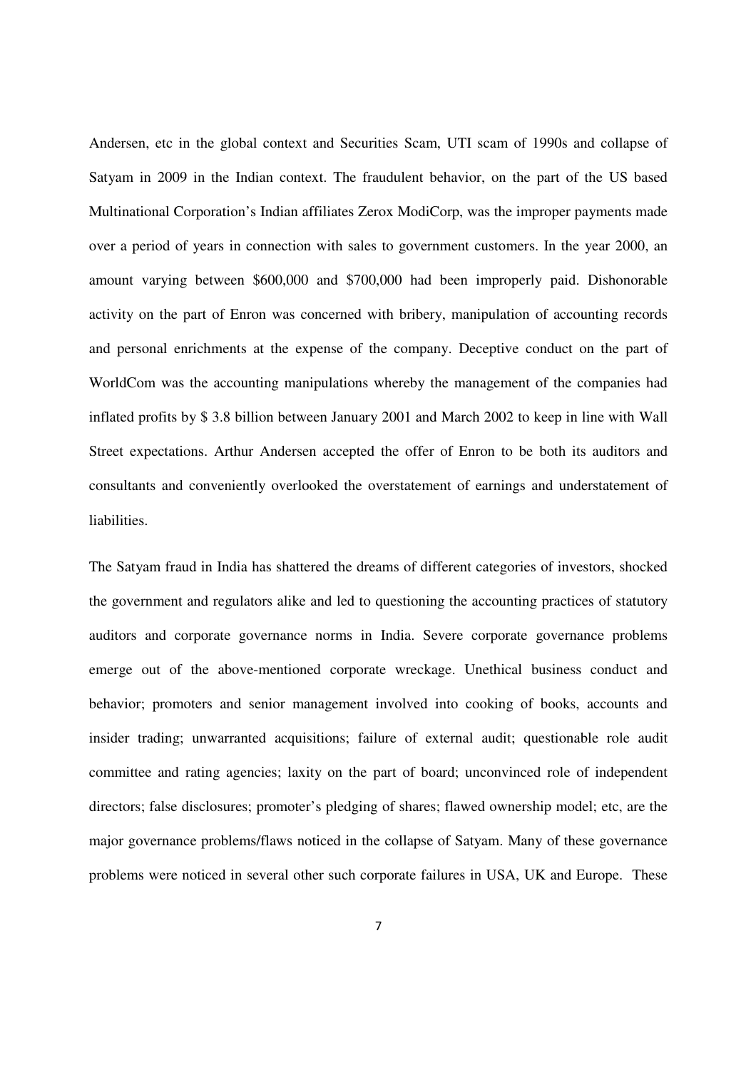Andersen, etc in the global context and Securities Scam, UTI scam of 1990s and collapse of Satyam in 2009 in the Indian context. The fraudulent behavior, on the part of the US based Multinational Corporation's Indian affiliates Zerox ModiCorp, was the improper payments made over a period of years in connection with sales to government customers. In the year 2000, an amount varying between $600,000 and $700,000 had been improperly paid. Dishonorable activity on the part of Enron was concerned with bribery, manipulation of accounting records and personal enrichments at the expense of the company. Deceptive conduct on the part of WorldCom was the accounting manipulations whereby the management of the companies had inflated profits by $ 3.8 billion between January 2001 and March 2002 to keep in line with Wall Street expectations. Arthur Andersen accepted the offer of Enron to be both its auditors and consultants and conveniently overlooked the overstatement of earnings and understatement of liabilities.

The Satyam fraud in India has shattered the dreams of different categories of investors, shocked the government and regulators alike and led to questioning the accounting practices of statutory auditors and corporate governance norms in India. Severe corporate governance problems emerge out of the above-mentioned corporate wreckage. Unethical business conduct and behavior; promoters and senior management involved into cooking of books, accounts and insider trading; unwarranted acquisitions; failure of external audit; questionable role audit committee and rating agencies; laxity on the part of board; unconvinced role of independent directors; false disclosures; promoter's pledging of shares; flawed ownership model; etc, are the major governance problems/flaws noticed in the collapse of Satyam. Many of these governance problems were noticed in several other such corporate failures in USA, UK and Europe. These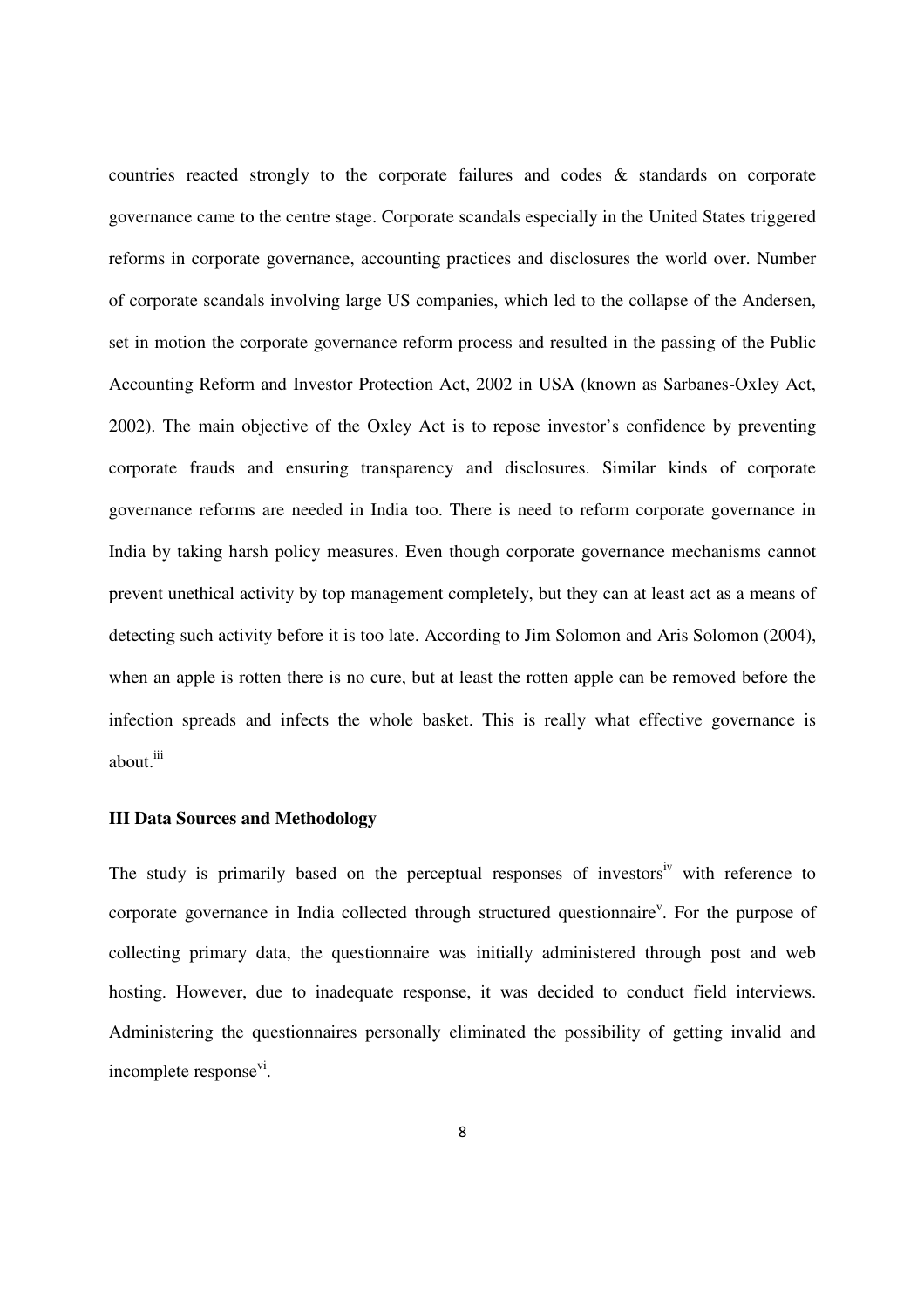countries reacted strongly to the corporate failures and codes & standards on corporate governance came to the centre stage. Corporate scandals especially in the United States triggered reforms in corporate governance, accounting practices and disclosures the world over. Number of corporate scandals involving large US companies, which led to the collapse of the Andersen, set in motion the corporate governance reform process and resulted in the passing of the Public Accounting Reform and Investor Protection Act, 2002 in USA (known as Sarbanes-Oxley Act, 2002). The main objective of the Oxley Act is to repose investor's confidence by preventing corporate frauds and ensuring transparency and disclosures. Similar kinds of corporate governance reforms are needed in India too. There is need to reform corporate governance in India by taking harsh policy measures. Even though corporate governance mechanisms cannot prevent unethical activity by top management completely, but they can at least act as a means of detecting such activity before it is too late. According to Jim Solomon and Aris Solomon (2004), when an apple is rotten there is no cure, but at least the rotten apple can be removed before the infection spreads and infects the whole basket. This is really what effective governance is about.[iii]

### III Data Sources and Methodology

The study is primarily based on the perceptual responses of investors[iv] with reference to corporate governance in India collected through structured questionnaire[v]. For the purpose of collecting primary data, the questionnaire was initially administered through post and web hosting. However, due to inadequate response, it was decided to conduct field interviews. Administering the questionnaires personally eliminated the possibility of getting invalid and incomplete response[vi].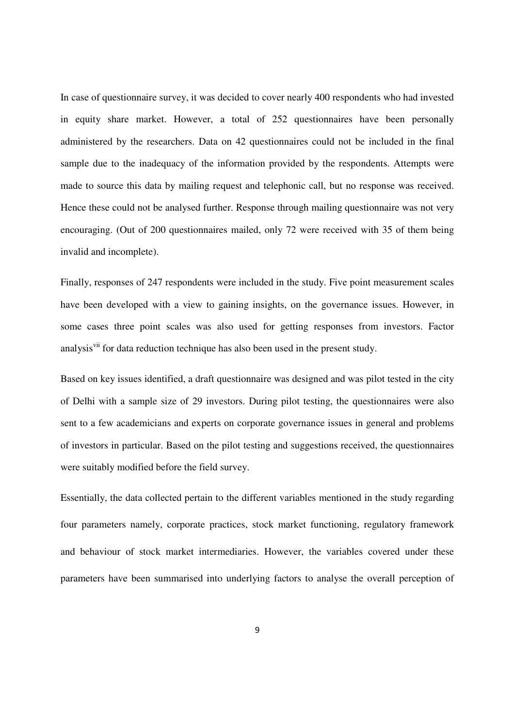In case of questionnaire survey, it was decided to cover nearly 400 respondents who had invested in equity share market. However, a total of 252 questionnaires have been personally administered by the researchers. Data on 42 questionnaires could not be included in the final sample due to the inadequacy of the information provided by the respondents. Attempts were made to source this data by mailing request and telephonic call, but no response was received. Hence these could not be analysed further. Response through mailing questionnaire was not very encouraging. (Out of 200 questionnaires mailed, only 72 were received with 35 of them being invalid and incomplete).

Finally, responses of 247 respondents were included in the study. Five point measurement scales have been developed with a view to gaining insights, on the governance issues. However, in some cases three point scales was also used for getting responses from investors. Factor analysis[vii] for data reduction technique has also been used in the present study.

Based on key issues identified, a draft questionnaire was designed and was pilot tested in the city of Delhi with a sample size of 29 investors. During pilot testing, the questionnaires were also sent to a few academicians and experts on corporate governance issues in general and problems of investors in particular. Based on the pilot testing and suggestions received, the questionnaires were suitably modified before the field survey.

Essentially, the data collected pertain to the different variables mentioned in the study regarding four parameters namely, corporate practices, stock market functioning, regulatory framework and behaviour of stock market intermediaries. However, the variables covered under these parameters have been summarised into underlying factors to analyse the overall perception of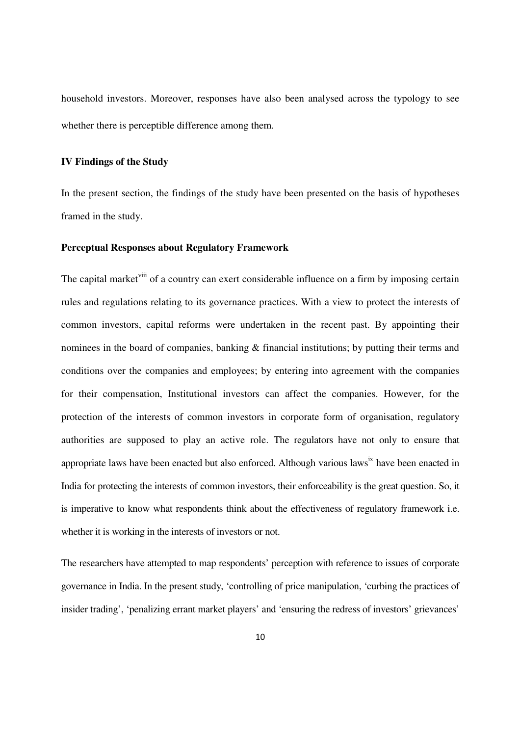household investors. Moreover, responses have also been analysed across the typology to see whether there is perceptible difference among them.

## IV Findings of the Study

In the present section, the findings of the study have been presented on the basis of hypotheses framed in the study.

### Perceptual Responses about Regulatory Framework

The capital market[viii] of a country can exert considerable influence on a firm by imposing certain rules and regulations relating to its governance practices. With a view to protect the interests of common investors, capital reforms were undertaken in the recent past. By appointing their nominees in the board of companies, banking & financial institutions; by putting their terms and conditions over the companies and employees; by entering into agreement with the companies for their compensation, Institutional investors can affect the companies. However, for the protection of the interests of common investors in corporate form of organisation, regulatory authorities are supposed to play an active role. The regulators have not only to ensure that appropriate laws have been enacted but also enforced. Although various laws[ix] have been enacted in India for protecting the interests of common investors, their enforceability is the great question. So, it is imperative to know what respondents think about the effectiveness of regulatory framework i.e. whether it is working in the interests of investors or not.

The researchers have attempted to map respondents' perception with reference to issues of corporate governance in India. In the present study, 'controlling of price manipulation, 'curbing the practices of insider trading', 'penalizing errant market players' and 'ensuring the redress of investors' grievances'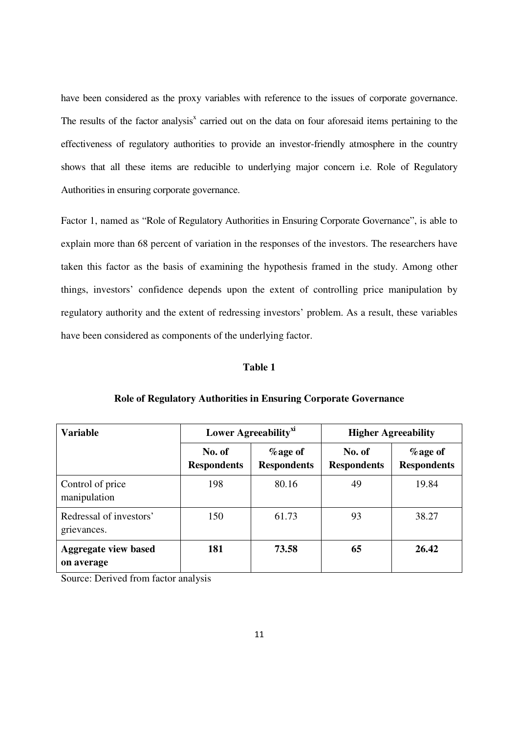have been considered as the proxy variables with reference to the issues of corporate governance. The results of the factor analysis[x] carried out on the data on four aforesaid items pertaining to the effectiveness of regulatory authorities to provide an investor-friendly atmosphere in the country shows that all these items are reducible to underlying major concern i.e. Role of Regulatory Authorities in ensuring corporate governance.

Factor 1, named as "Role of Regulatory Authorities in Ensuring Corporate Governance", is able to explain more than 68 percent of variation in the responses of the investors. The researchers have taken this factor as the basis of examining the hypothesis framed in the study. Among other things, investors' confidence depends upon the extent of controlling price manipulation by regulatory authority and the extent of redressing investors' problem. As a result, these variables have been considered as components of the underlying factor.

**Table 1**

**Role of Regulatory Authorities in Ensuring Corporate Governance**

| Variable | Lower Agreeability[xi] | | Higher Agreeability | |
|---|---|---|---|---|
| | No. of Respondents | %age of Respondents | No. of Respondents | %age of Respondents |
| Control of price manipulation | 198 | 80.16 | 49 | 19.84 |
| Redressal of investors' grievances. | 150 | 61.73 | 93 | 38.27 |
| **Aggregate view based on average** | **181** | **73.58** | **65** | **26.42** |

Source: Derived from factor analysis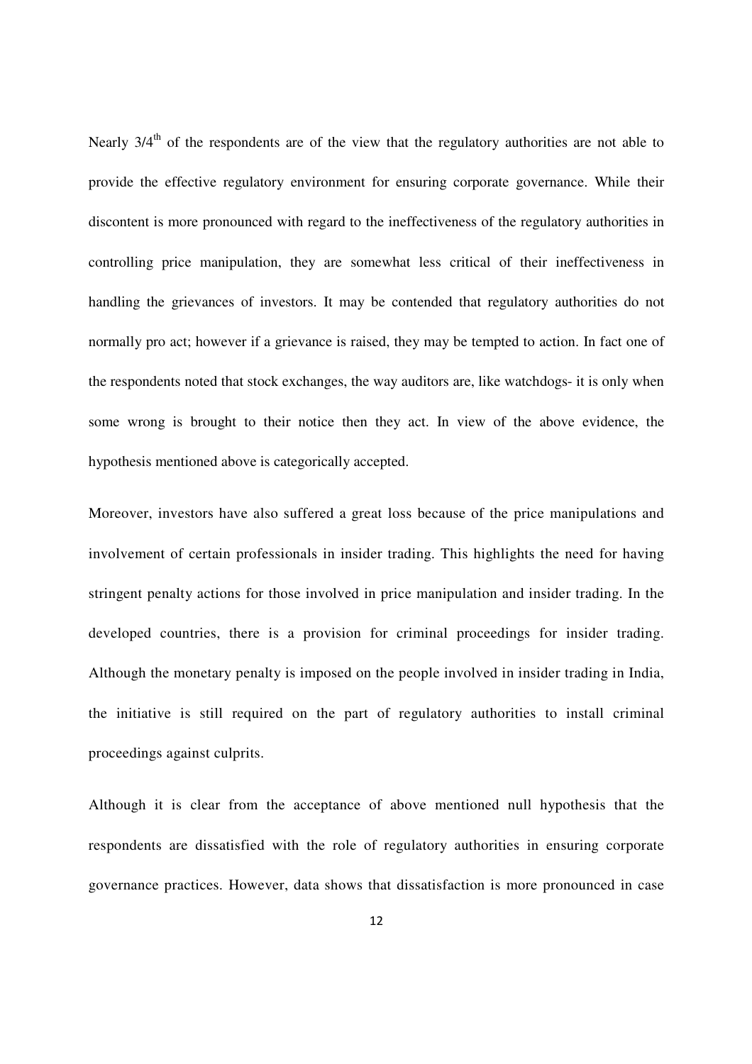Nearly $3/4^{th}$ of the respondents are of the view that the regulatory authorities are not able to provide the effective regulatory environment for ensuring corporate governance. While their discontent is more pronounced with regard to the ineffectiveness of the regulatory authorities in controlling price manipulation, they are somewhat less critical of their ineffectiveness in handling the grievances of investors. It may be contended that regulatory authorities do not normally pro act; however if a grievance is raised, they may be tempted to action. In fact one of the respondents noted that stock exchanges, the way auditors are, like watchdogs- it is only when some wrong is brought to their notice then they act. In view of the above evidence, the hypothesis mentioned above is categorically accepted.

Moreover, investors have also suffered a great loss because of the price manipulations and involvement of certain professionals in insider trading. This highlights the need for having stringent penalty actions for those involved in price manipulation and insider trading. In the developed countries, there is a provision for criminal proceedings for insider trading. Although the monetary penalty is imposed on the people involved in insider trading in India, the initiative is still required on the part of regulatory authorities to install criminal proceedings against culprits.

Although it is clear from the acceptance of above mentioned null hypothesis that the respondents are dissatisfied with the role of regulatory authorities in ensuring corporate governance practices. However, data shows that dissatisfaction is more pronounced in case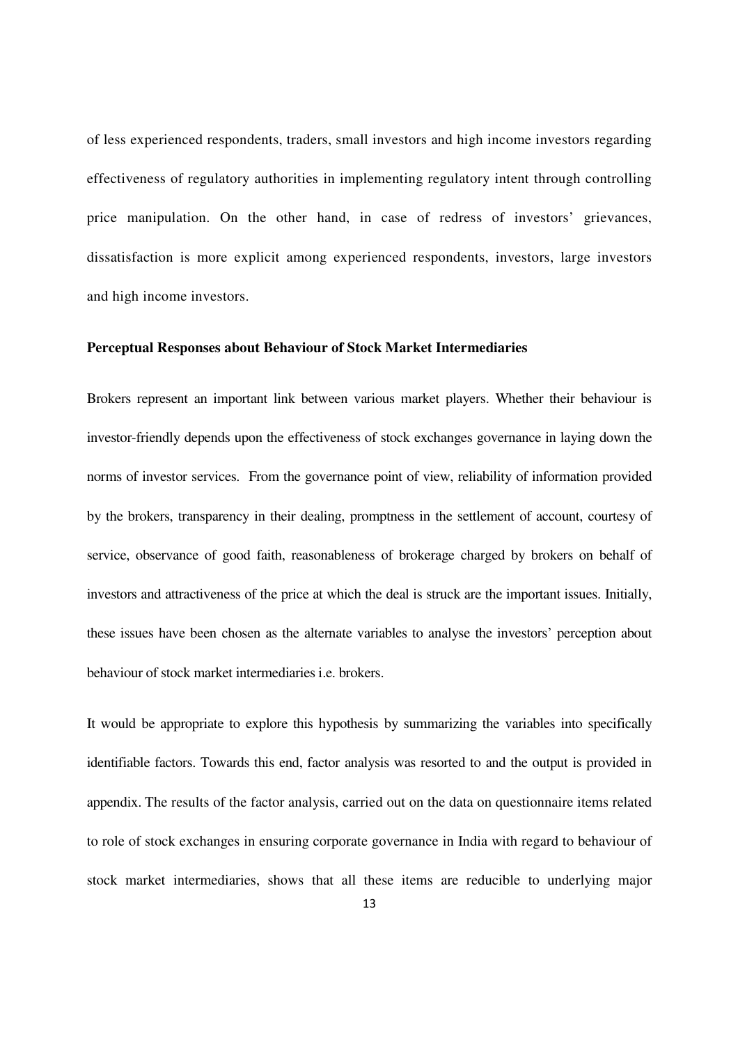of less experienced respondents, traders, small investors and high income investors regarding effectiveness of regulatory authorities in implementing regulatory intent through controlling price manipulation. On the other hand, in case of redress of investors' grievances, dissatisfaction is more explicit among experienced respondents, investors, large investors and high income investors.

**Perceptual Responses about Behaviour of Stock Market Intermediaries**

Brokers represent an important link between various market players. Whether their behaviour is investor-friendly depends upon the effectiveness of stock exchanges governance in laying down the norms of investor services. From the governance point of view, reliability of information provided by the brokers, transparency in their dealing, promptness in the settlement of account, courtesy of service, observance of good faith, reasonableness of brokerage charged by brokers on behalf of investors and attractiveness of the price at which the deal is struck are the important issues. Initially, these issues have been chosen as the alternate variables to analyse the investors' perception about behaviour of stock market intermediaries i.e. brokers.

It would be appropriate to explore this hypothesis by summarizing the variables into specifically identifiable factors. Towards this end, factor analysis was resorted to and the output is provided in appendix. The results of the factor analysis, carried out on the data on questionnaire items related to role of stock exchanges in ensuring corporate governance in India with regard to behaviour of stock market intermediaries, shows that all these items are reducible to underlying major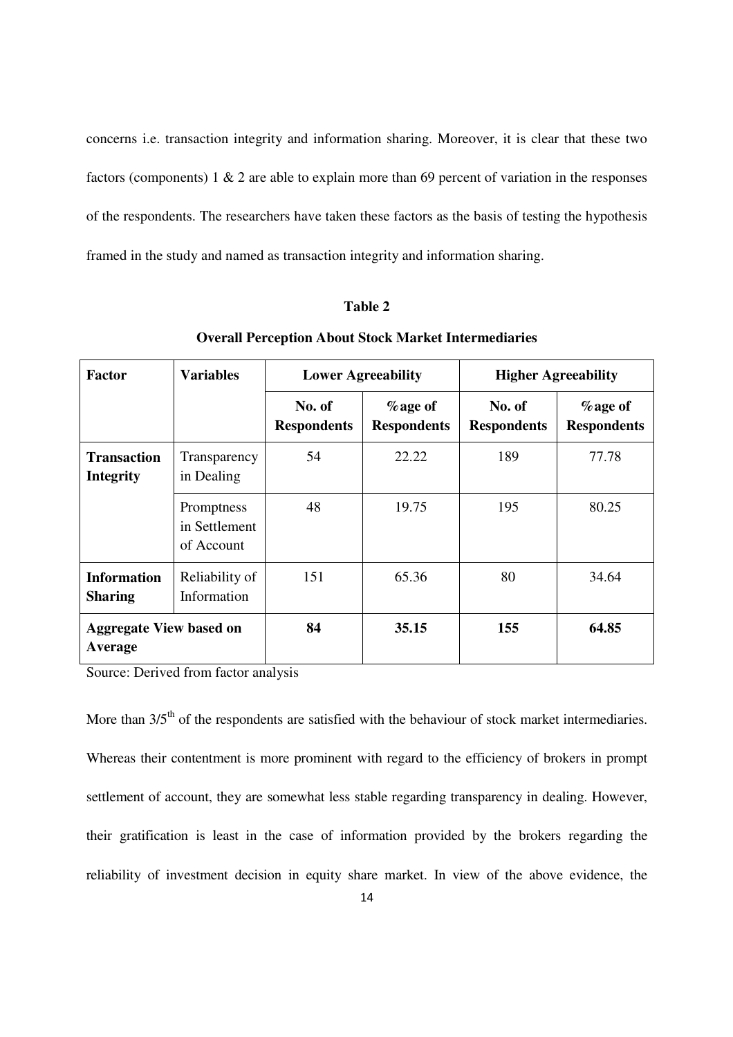concerns i.e. transaction integrity and information sharing. Moreover, it is clear that these two factors (components) 1 & 2 are able to explain more than 69 percent of variation in the responses of the respondents. The researchers have taken these factors as the basis of testing the hypothesis framed in the study and named as transaction integrity and information sharing.

**Table 2**

**Overall Perception About Stock Market Intermediaries**

| **Factor** | **Variables** | **Lower Agreeability** | | **Higher Agreeability** | |
|---|---|---|---|---|---|
| | | **No. of Respondents** | **%age of Respondents** | **No. of Respondents** | **%age of Respondents** |
| **Transaction Integrity** | Transparency in Dealing | 54 | 22.22 | 189 | 77.78 |
| | Promptness in Settlement of Account | 48 | 19.75 | 195 | 80.25 |
| **Information Sharing** | Reliability of Information | 151 | 65.36 | 80 | 34.64 |
| **Aggregate View based on Average** | | **84** | **35.15** | **155** | **64.85** |

Source: Derived from factor analysis

More than 3/5th of the respondents are satisfied with the behaviour of stock market intermediaries. Whereas their contentment is more prominent with regard to the efficiency of brokers in prompt settlement of account, they are somewhat less stable regarding transparency in dealing. However, their gratification is least in the case of information provided by the brokers regarding the reliability of investment decision in equity share market. In view of the above evidence, the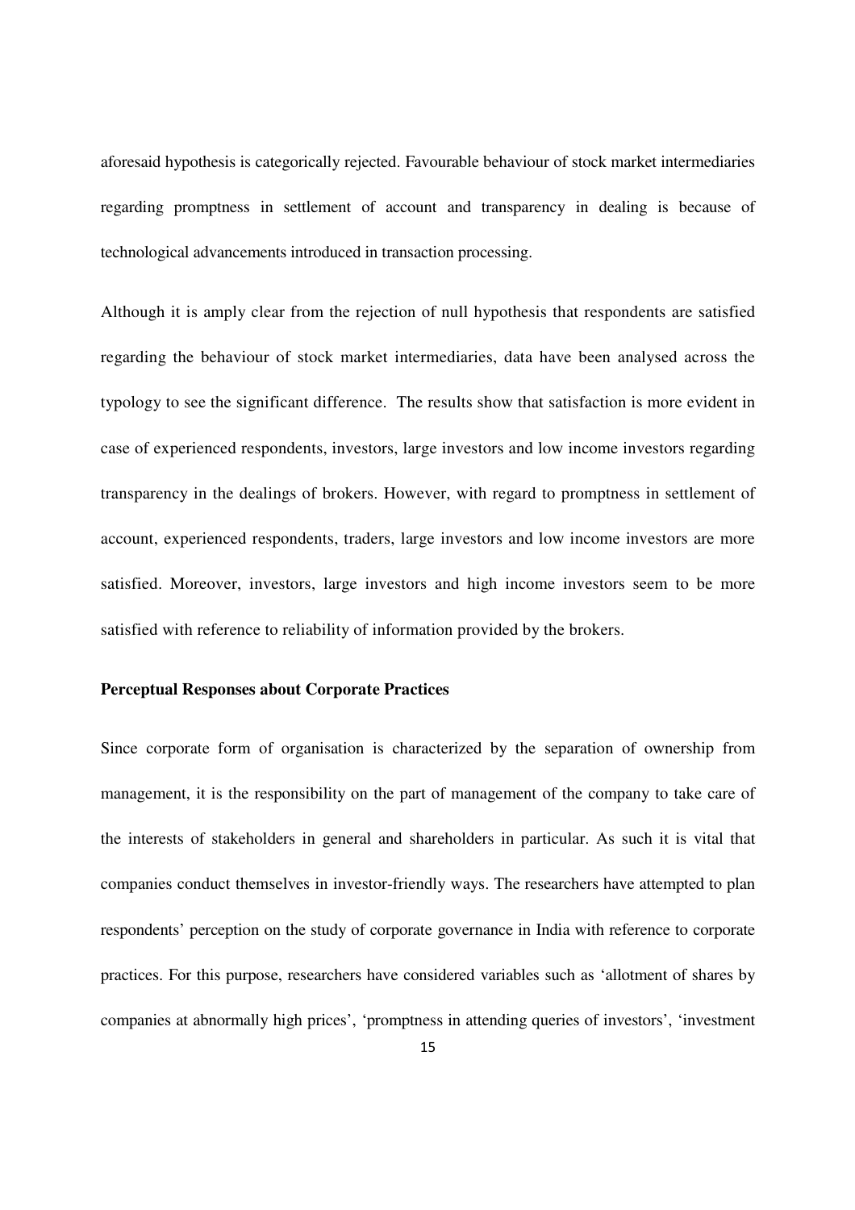aforesaid hypothesis is categorically rejected. Favourable behaviour of stock market intermediaries regarding promptness in settlement of account and transparency in dealing is because of technological advancements introduced in transaction processing.

Although it is amply clear from the rejection of null hypothesis that respondents are satisfied regarding the behaviour of stock market intermediaries, data have been analysed across the typology to see the significant difference. The results show that satisfaction is more evident in case of experienced respondents, investors, large investors and low income investors regarding transparency in the dealings of brokers. However, with regard to promptness in settlement of account, experienced respondents, traders, large investors and low income investors are more satisfied. Moreover, investors, large investors and high income investors seem to be more satisfied with reference to reliability of information provided by the brokers.

**Perceptual Responses about Corporate Practices**

Since corporate form of organisation is characterized by the separation of ownership from management, it is the responsibility on the part of management of the company to take care of the interests of stakeholders in general and shareholders in particular. As such it is vital that companies conduct themselves in investor-friendly ways. The researchers have attempted to plan respondents' perception on the study of corporate governance in India with reference to corporate practices. For this purpose, researchers have considered variables such as 'allotment of shares by companies at abnormally high prices', 'promptness in attending queries of investors', 'investment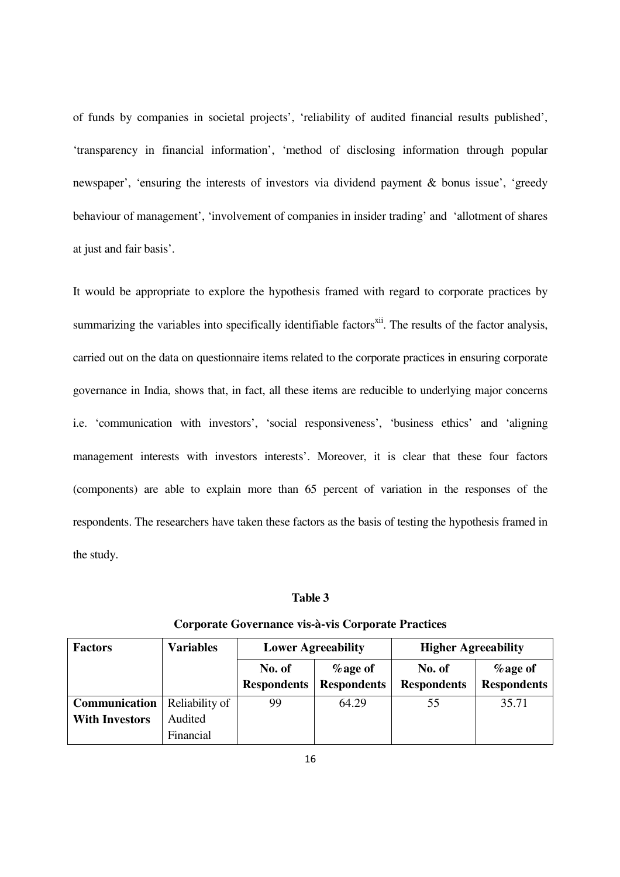of funds by companies in societal projects', 'reliability of audited financial results published', 'transparency in financial information', 'method of disclosing information through popular newspaper', 'ensuring the interests of investors via dividend payment & bonus issue', 'greedy behaviour of management', 'involvement of companies in insider trading' and 'allotment of shares at just and fair basis'.

It would be appropriate to explore the hypothesis framed with regard to corporate practices by summarizing the variables into specifically identifiable factors[xii]. The results of the factor analysis, carried out on the data on questionnaire items related to the corporate practices in ensuring corporate governance in India, shows that, in fact, all these items are reducible to underlying major concerns i.e. 'communication with investors', 'social responsiveness', 'business ethics' and 'aligning management interests with investors interests'. Moreover, it is clear that these four factors (components) are able to explain more than 65 percent of variation in the responses of the respondents. The researchers have taken these factors as the basis of testing the hypothesis framed in the study.

**Table 3**

**Corporate Governance vis-à-vis Corporate Practices**

| Factors | Variables | Lower Agreeability | | Higher Agreeability | |
|---|---|---|---|---|---|
| | | No. of Respondents | %age of Respondents | No. of Respondents | %age of Respondents |
| **Communication With Investors** | Reliability of Audited Financial | 99 | 64.29 | 55 | 35.71 |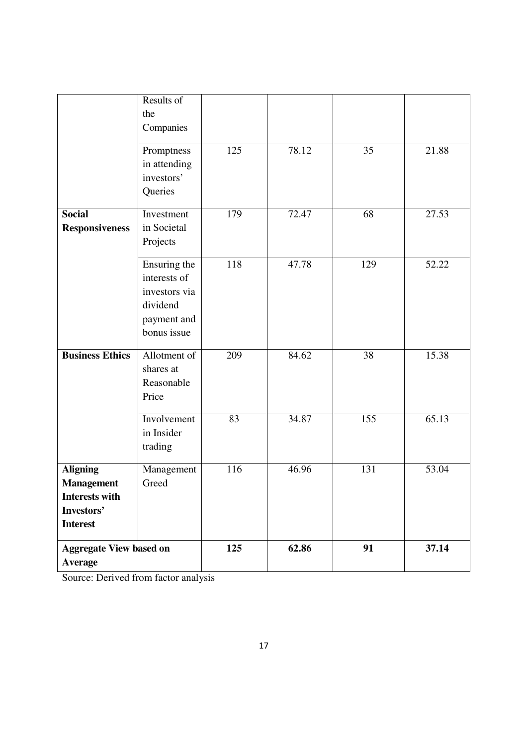|  |  |  |  |  |  |
|---|---|---|---|---|---|
|  | Results of the Companies |  |  |  |  |
|  | Promptness in attending investors' Queries | 125 | 78.12 | 35 | 21.88 |
| **Social Responsiveness** | Investment in Societal Projects | 179 | 72.47 | 68 | 27.53 |
|  | Ensuring the interests of investors via dividend payment and bonus issue | 118 | 47.78 | 129 | 52.22 |
| **Business Ethics** | Allotment of shares at Reasonable Price | 209 | 84.62 | 38 | 15.38 |
|  | Involvement in Insider trading | 83 | 34.87 | 155 | 65.13 |
| **Aligning Management Interests with Investors' Interest** | Management Greed | 116 | 46.96 | 131 | 53.04 |
| **Aggregate View based on Average** |  | **125** | **62.86** | **91** | **37.14** |

Source: Derived from factor analysis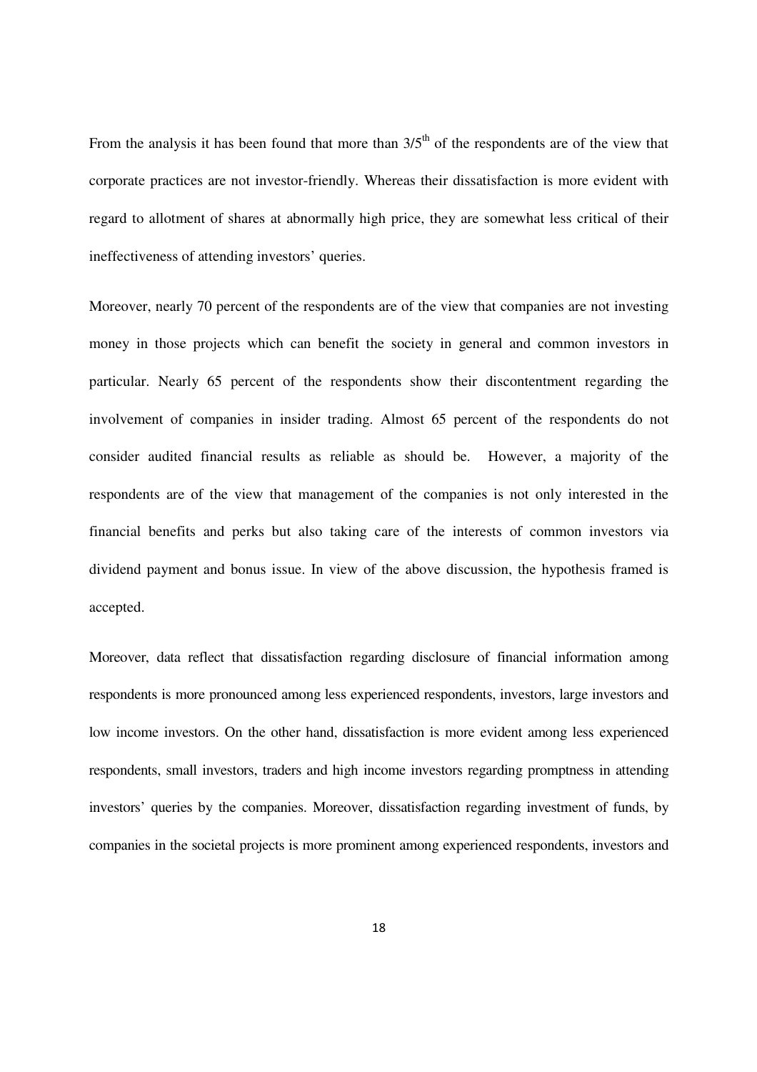From the analysis it has been found that more than $3/5^{th}$ of the respondents are of the view that corporate practices are not investor-friendly. Whereas their dissatisfaction is more evident with regard to allotment of shares at abnormally high price, they are somewhat less critical of their ineffectiveness of attending investors' queries.

Moreover, nearly 70 percent of the respondents are of the view that companies are not investing money in those projects which can benefit the society in general and common investors in particular. Nearly 65 percent of the respondents show their discontentment regarding the involvement of companies in insider trading. Almost 65 percent of the respondents do not consider audited financial results as reliable as should be. However, a majority of the respondents are of the view that management of the companies is not only interested in the financial benefits and perks but also taking care of the interests of common investors via dividend payment and bonus issue. In view of the above discussion, the hypothesis framed is accepted.

Moreover, data reflect that dissatisfaction regarding disclosure of financial information among respondents is more pronounced among less experienced respondents, investors, large investors and low income investors. On the other hand, dissatisfaction is more evident among less experienced respondents, small investors, traders and high income investors regarding promptness in attending investors' queries by the companies. Moreover, dissatisfaction regarding investment of funds, by companies in the societal projects is more prominent among experienced respondents, investors and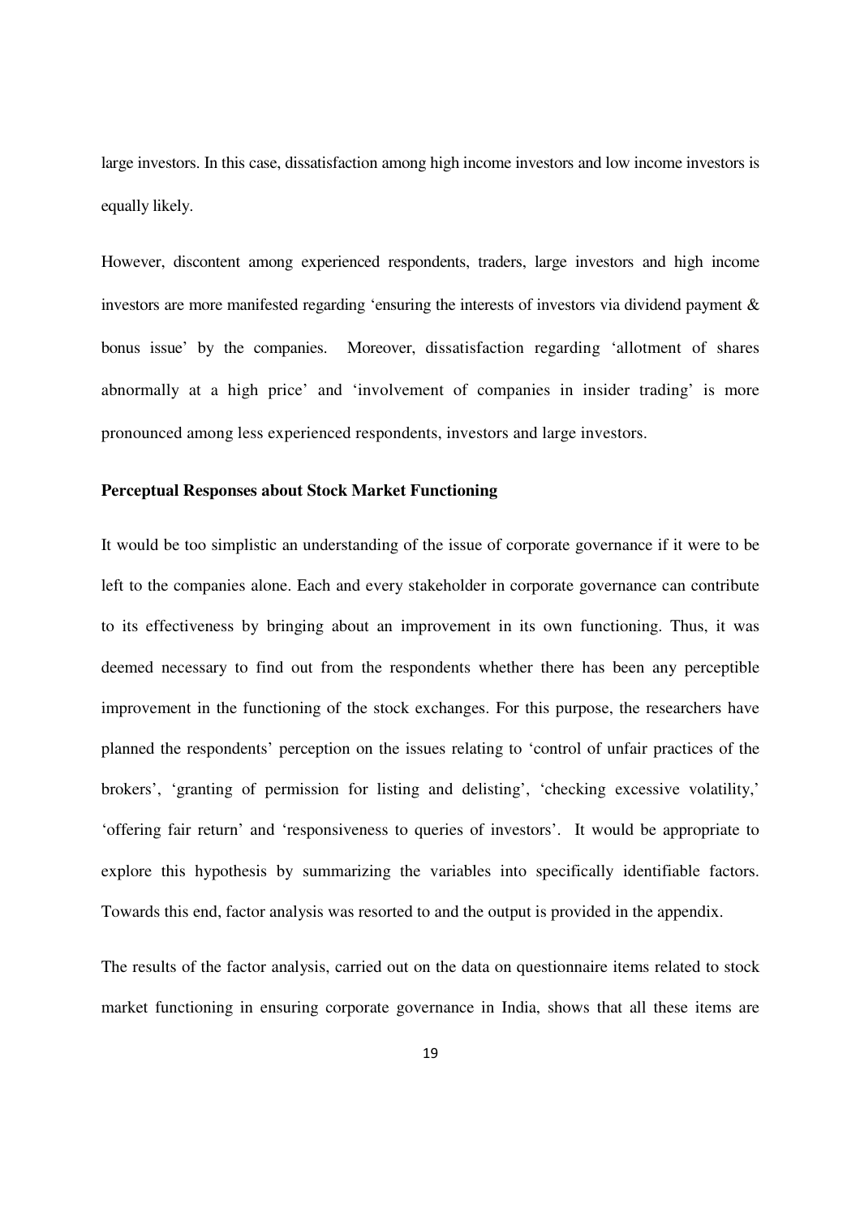large investors. In this case, dissatisfaction among high income investors and low income investors is equally likely.

However, discontent among experienced respondents, traders, large investors and high income investors are more manifested regarding 'ensuring the interests of investors via dividend payment & bonus issue' by the companies. Moreover, dissatisfaction regarding 'allotment of shares abnormally at a high price' and 'involvement of companies in insider trading' is more pronounced among less experienced respondents, investors and large investors.

**Perceptual Responses about Stock Market Functioning**

It would be too simplistic an understanding of the issue of corporate governance if it were to be left to the companies alone. Each and every stakeholder in corporate governance can contribute to its effectiveness by bringing about an improvement in its own functioning. Thus, it was deemed necessary to find out from the respondents whether there has been any perceptible improvement in the functioning of the stock exchanges. For this purpose, the researchers have planned the respondents' perception on the issues relating to 'control of unfair practices of the brokers', 'granting of permission for listing and delisting', 'checking excessive volatility,' 'offering fair return' and 'responsiveness to queries of investors'. It would be appropriate to explore this hypothesis by summarizing the variables into specifically identifiable factors. Towards this end, factor analysis was resorted to and the output is provided in the appendix.

The results of the factor analysis, carried out on the data on questionnaire items related to stock market functioning in ensuring corporate governance in India, shows that all these items are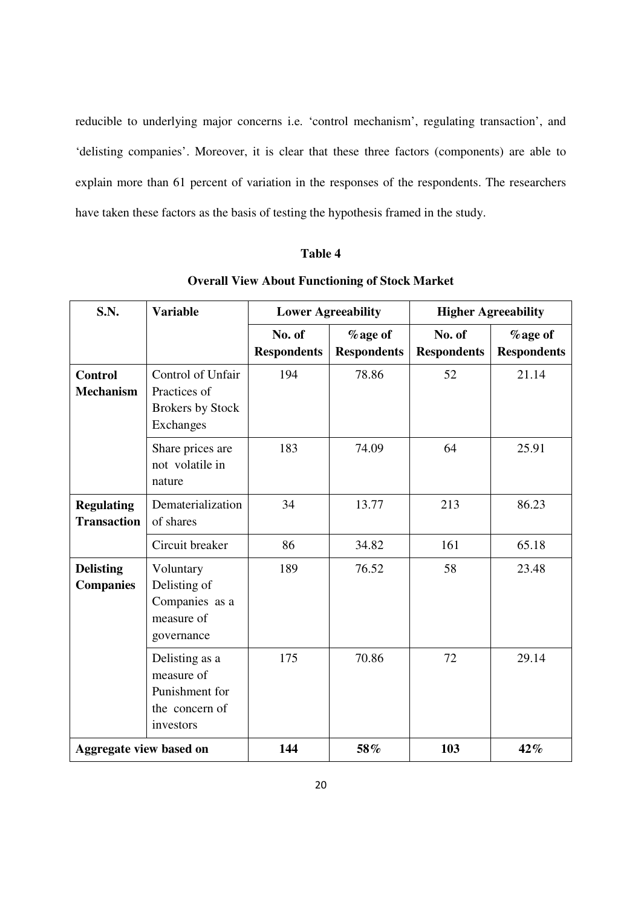reducible to underlying major concerns i.e. 'control mechanism', regulating transaction', and 'delisting companies'. Moreover, it is clear that these three factors (components) are able to explain more than 61 percent of variation in the responses of the respondents. The researchers have taken these factors as the basis of testing the hypothesis framed in the study.

**Table 4**

**Overall View About Functioning of Stock Market**

| S.N. | Variable | Lower Agreeability | | Higher Agreeability | |
|---|---|---|---|---|---|
| | | No. of Respondents | %age of Respondents | No. of Respondents | %age of Respondents |
| **Control Mechanism** | Control of Unfair Practices of Brokers by Stock Exchanges | 194 | 78.86 | 52 | 21.14 |
| | Share prices are not volatile in nature | 183 | 74.09 | 64 | 25.91 |
| **Regulating Transaction** | Dematerialization of shares | 34 | 13.77 | 213 | 86.23 |
| | Circuit breaker | 86 | 34.82 | 161 | 65.18 |
| **Delisting Companies** | Voluntary Delisting of Companies as a measure of governance | 189 | 76.52 | 58 | 23.48 |
| | Delisting as a measure of Punishment for the concern of investors | 175 | 70.86 | 72 | 29.14 |
| **Aggregate view based on** | | **144** | **58%** | **103** | **42%** |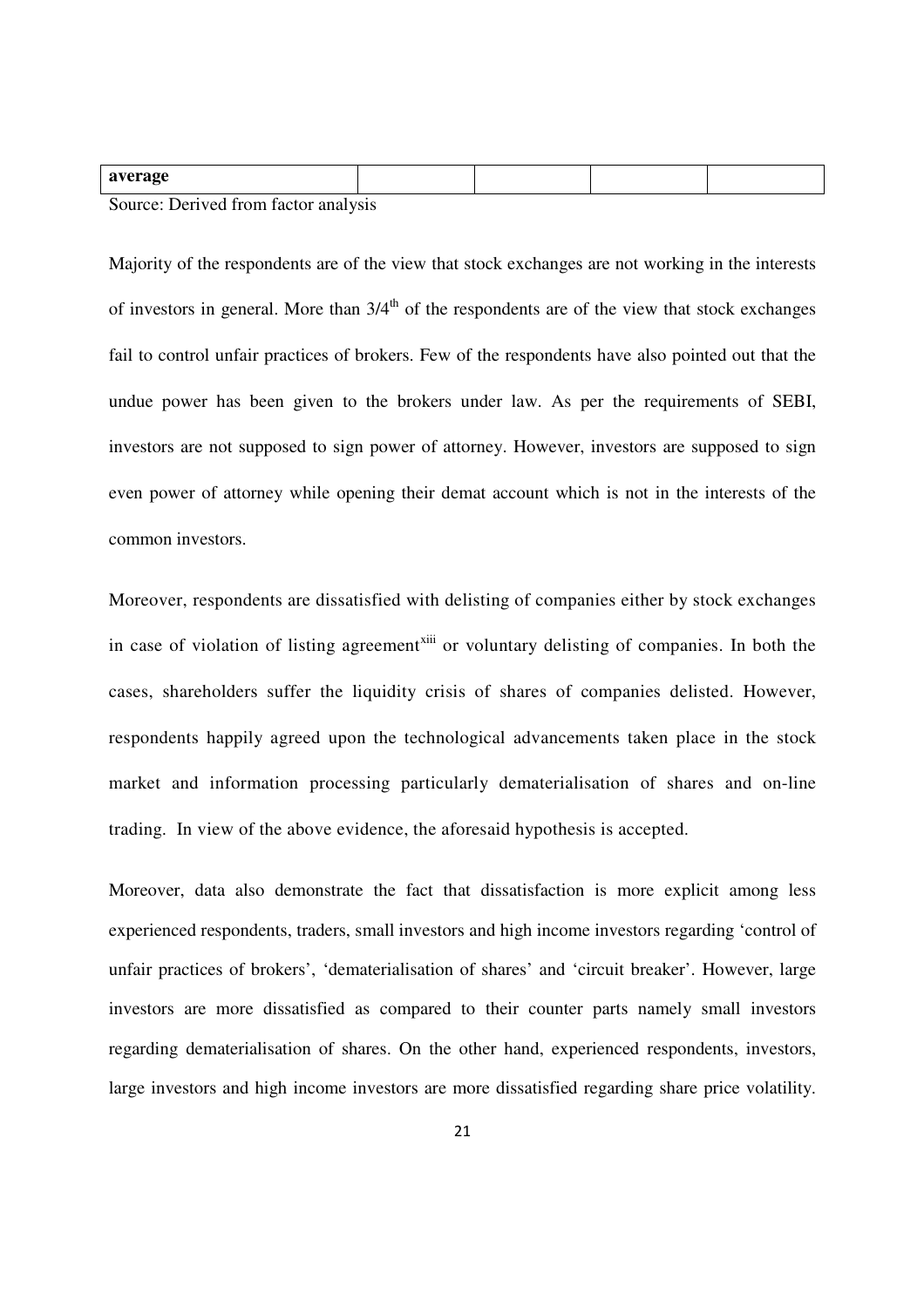| **average** | | | | |
|---|---|---|---|---|

Source: Derived from factor analysis

Majority of the respondents are of the view that stock exchanges are not working in the interests of investors in general. More than 3/4$^{th}$ of the respondents are of the view that stock exchanges fail to control unfair practices of brokers. Few of the respondents have also pointed out that the undue power has been given to the brokers under law. As per the requirements of SEBI, investors are not supposed to sign power of attorney. However, investors are supposed to sign even power of attorney while opening their demat account which is not in the interests of the common investors.

Moreover, respondents are dissatisfied with delisting of companies either by stock exchanges in case of violation of listing agreement[xiii] or voluntary delisting of companies. In both the cases, shareholders suffer the liquidity crisis of shares of companies delisted. However, respondents happily agreed upon the technological advancements taken place in the stock market and information processing particularly dematerialisation of shares and on-line trading. In view of the above evidence, the aforesaid hypothesis is accepted.

Moreover, data also demonstrate the fact that dissatisfaction is more explicit among less experienced respondents, traders, small investors and high income investors regarding 'control of unfair practices of brokers', 'dematerialisation of shares' and 'circuit breaker'. However, large investors are more dissatisfied as compared to their counter parts namely small investors regarding dematerialisation of shares. On the other hand, experienced respondents, investors, large investors and high income investors are more dissatisfied regarding share price volatility.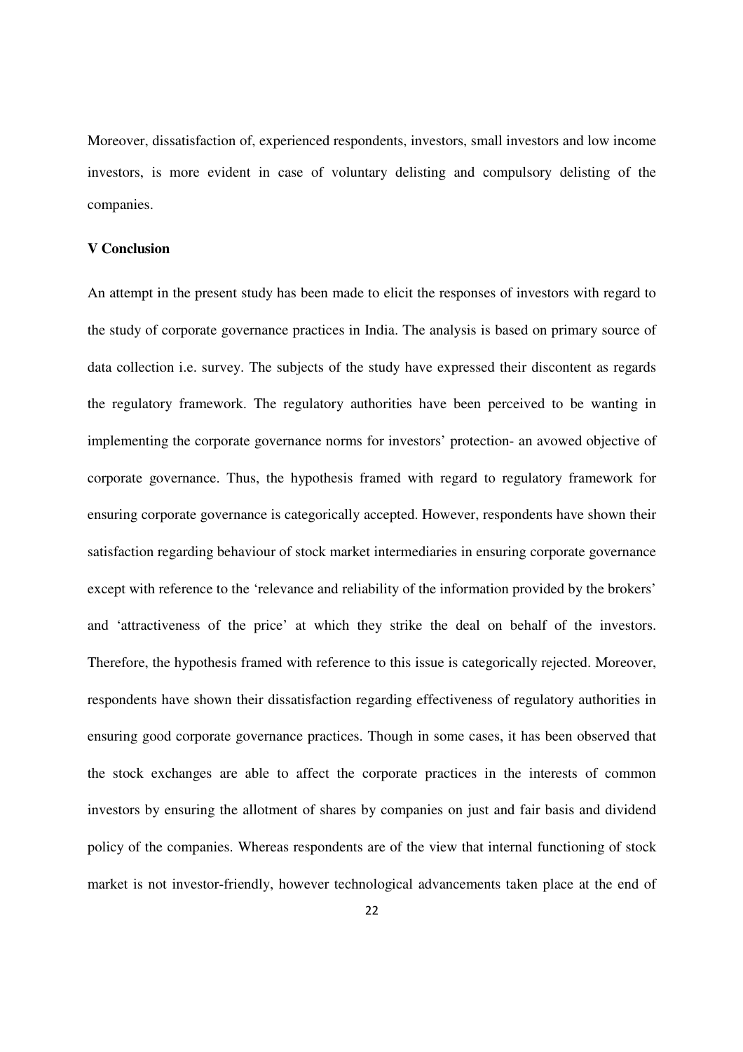Moreover, dissatisfaction of, experienced respondents, investors, small investors and low income investors, is more evident in case of voluntary delisting and compulsory delisting of the companies.

### V Conclusion

An attempt in the present study has been made to elicit the responses of investors with regard to the study of corporate governance practices in India. The analysis is based on primary source of data collection i.e. survey. The subjects of the study have expressed their discontent as regards the regulatory framework. The regulatory authorities have been perceived to be wanting in implementing the corporate governance norms for investors' protection- an avowed objective of corporate governance. Thus, the hypothesis framed with regard to regulatory framework for ensuring corporate governance is categorically accepted. However, respondents have shown their satisfaction regarding behaviour of stock market intermediaries in ensuring corporate governance except with reference to the 'relevance and reliability of the information provided by the brokers' and 'attractiveness of the price' at which they strike the deal on behalf of the investors. Therefore, the hypothesis framed with reference to this issue is categorically rejected. Moreover, respondents have shown their dissatisfaction regarding effectiveness of regulatory authorities in ensuring good corporate governance practices. Though in some cases, it has been observed that the stock exchanges are able to affect the corporate practices in the interests of common investors by ensuring the allotment of shares by companies on just and fair basis and dividend policy of the companies. Whereas respondents are of the view that internal functioning of stock market is not investor-friendly, however technological advancements taken place at the end of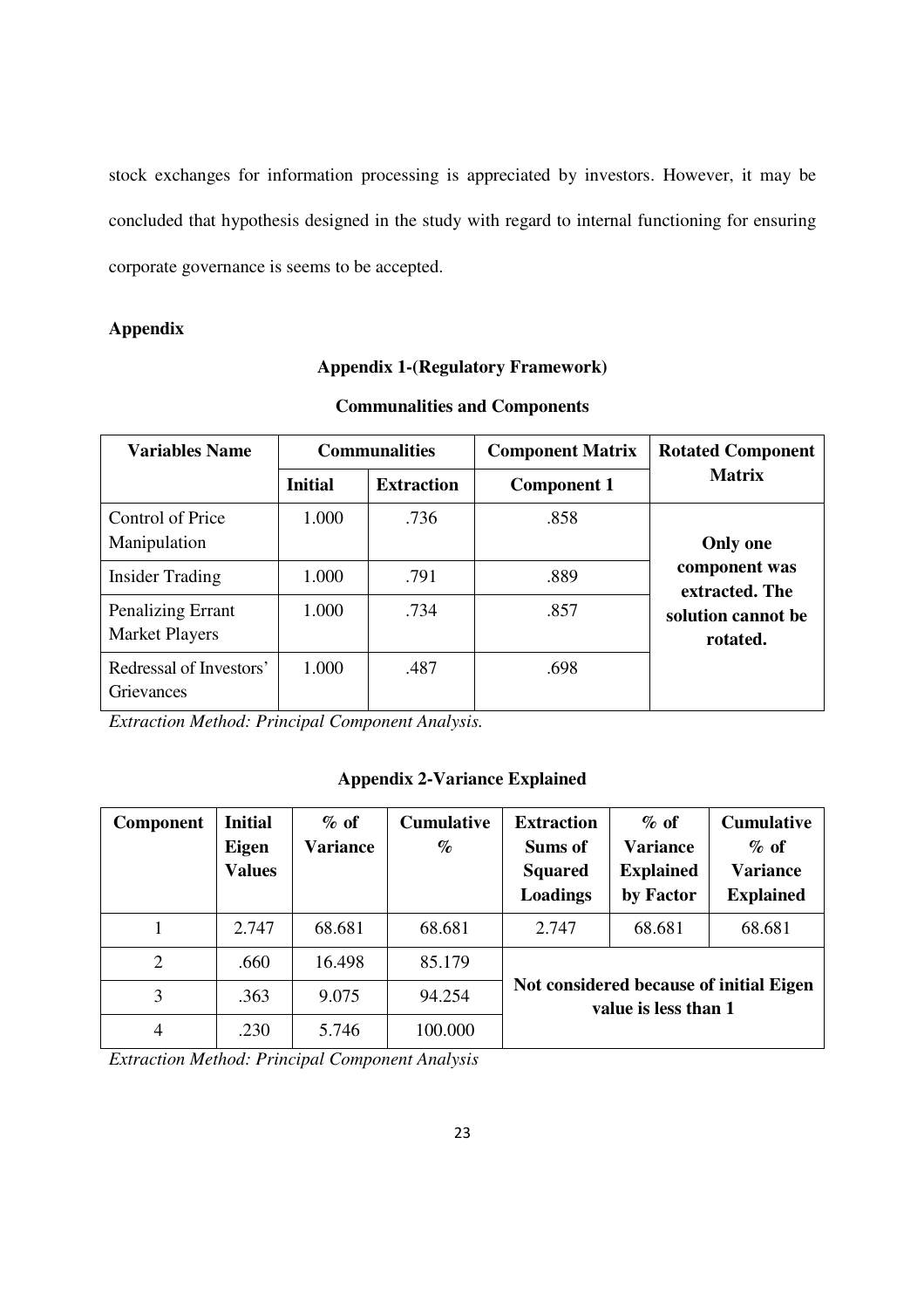stock exchanges for information processing is appreciated by investors. However, it may be concluded that hypothesis designed in the study with regard to internal functioning for ensuring corporate governance is seems to be accepted.

## Appendix

### Appendix 1-(Regulatory Framework)

**Communalities and Components**

| Variables Name | Communalities | | Component Matrix | Rotated Component Matrix |
|---|---|---|---|---|
| | Initial | Extraction | Component 1 | |
| Control of Price Manipulation | 1.000 | .736 | .858 | **Only one component was extracted. The solution cannot be rotated.** |
| Insider Trading | 1.000 | .791 | .889 | |
| Penalizing Errant Market Players | 1.000 | .734 | .857 | |
| Redressal of Investors' Grievances | 1.000 | .487 | .698 | |

*Extraction Method: Principal Component Analysis.*

### Appendix 2-Variance Explained

| Component | Initial Eigen Values | % of Variance | Cumulative % | Extraction Sums of Squared Loadings | % of Variance Explained by Factor | Cumulative % of Variance Explained |
|---|---|---|---|---|---|---|
| 1 | 2.747 | 68.681 | 68.681 | 2.747 | 68.681 | 68.681 |
| 2 | .660 | 16.498 | 85.179 | **Not considered because of initial Eigen value is less than 1** | | |
| 3 | .363 | 9.075 | 94.254 | | | |
| 4 | .230 | 5.746 | 100.000 | | | |

*Extraction Method: Principal Component Analysis*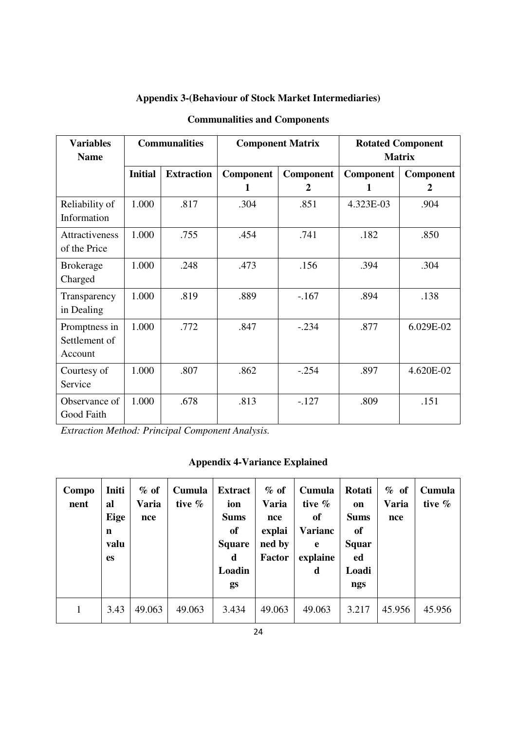**Appendix 3-(Behaviour of Stock Market Intermediaries)**

**Communalities and Components**

| Variables Name | Communalities | | Component Matrix | | Rotated Component Matrix | |
|---|---|---|---|---|---|---|
| | **Initial** | **Extraction** | **Component 1** | **Component 2** | **Component 1** | **Component 2** |
| Reliability of Information | 1.000 | .817 | .304 | .851 | 4.323E-03 | .904 |
| Attractiveness of the Price | 1.000 | .755 | .454 | .741 | .182 | .850 |
| Brokerage Charged | 1.000 | .248 | .473 | .156 | .394 | .304 |
| Transparency in Dealing | 1.000 | .819 | .889 | -.167 | .894 | .138 |
| Promptness in Settlement of Account | 1.000 | .772 | .847 | -.234 | .877 | 6.029E-02 |
| Courtesy of Service | 1.000 | .807 | .862 | -.254 | .897 | 4.620E-02 |
| Observance of Good Faith | 1.000 | .678 | .813 | -.127 | .809 | .151 |

*Extraction Method: Principal Component Analysis.*

**Appendix 4-Variance Explained**

| Component | Initial Eigen values | % of Variance | Cumulative % | Extraction Sums of Squared Loadings | % of Variance explained by Factor | Cumulative % of Variance explained | Rotation Sums of Squared Loadings | % of Variance | Cumulative % |
|---|---|---|---|---|---|---|---|---|---|
| 1 | 3.43 | 49.063 | 49.063 | 3.434 | 49.063 | 49.063 | 3.217 | 45.956 | 45.956 |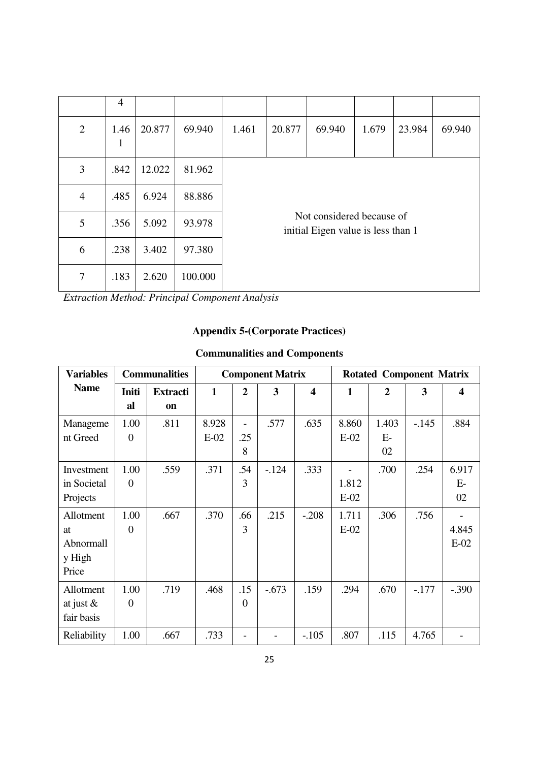|   | 4 |   |   |   |   |   |   |   |   |
|---|---|---|---|---|---|---|---|---|---|
| 2 | 1.461 | 20.877 | 69.940 | 1.461 | 20.877 | 69.940 | 1.679 | 23.984 | 69.940 |
| 3 | .842 | 12.022 | 81.962 | Not considered because of initial Eigen value is less than 1 | | | | | |
| 4 | .485 | 6.924 | 88.886 | | | | | | |
| 5 | .356 | 5.092 | 93.978 | | | | | | |
| 6 | .238 | 3.402 | 97.380 | | | | | | |
| 7 | .183 | 2.620 | 100.000 | | | | | | |

*Extraction Method: Principal Component Analysis*

## Appendix 5-(Corporate Practices)

### Communalities and Components

| Variables Name | Communalities | | Component Matrix | | | | Rotated Component Matrix | | | |
|---|---|---|---|---|---|---|---|---|---|---|
| | Initial | Extraction | 1 | 2 | 3 | 4 | 1 | 2 | 3 | 4 |
| Management Greed | 1.000 | .811 | 8.928E-02 | -.258 | .577 | .635 | 8.860E-02 | 1.403E-02 | -.145 | .884 |
| Investment in Societal Projects | 1.000 | .559 | .371 | .543 | -.124 | .333 | -1.812E-02 | .700 | .254 | 6.917E-02 |
| Allotment at Abnormally High Price | 1.000 | .667 | .370 | .663 | .215 | -.208 | 1.711E-02 | .306 | .756 | -4.845E-02 |
| Allotment at just & fair basis | 1.000 | .719 | .468 | .150 | -.673 | .159 | .294 | .670 | -.177 | -.390 |
| Reliability | 1.00 | .667 | .733 | - | - | -.105 | .807 | .115 | 4.765 | - |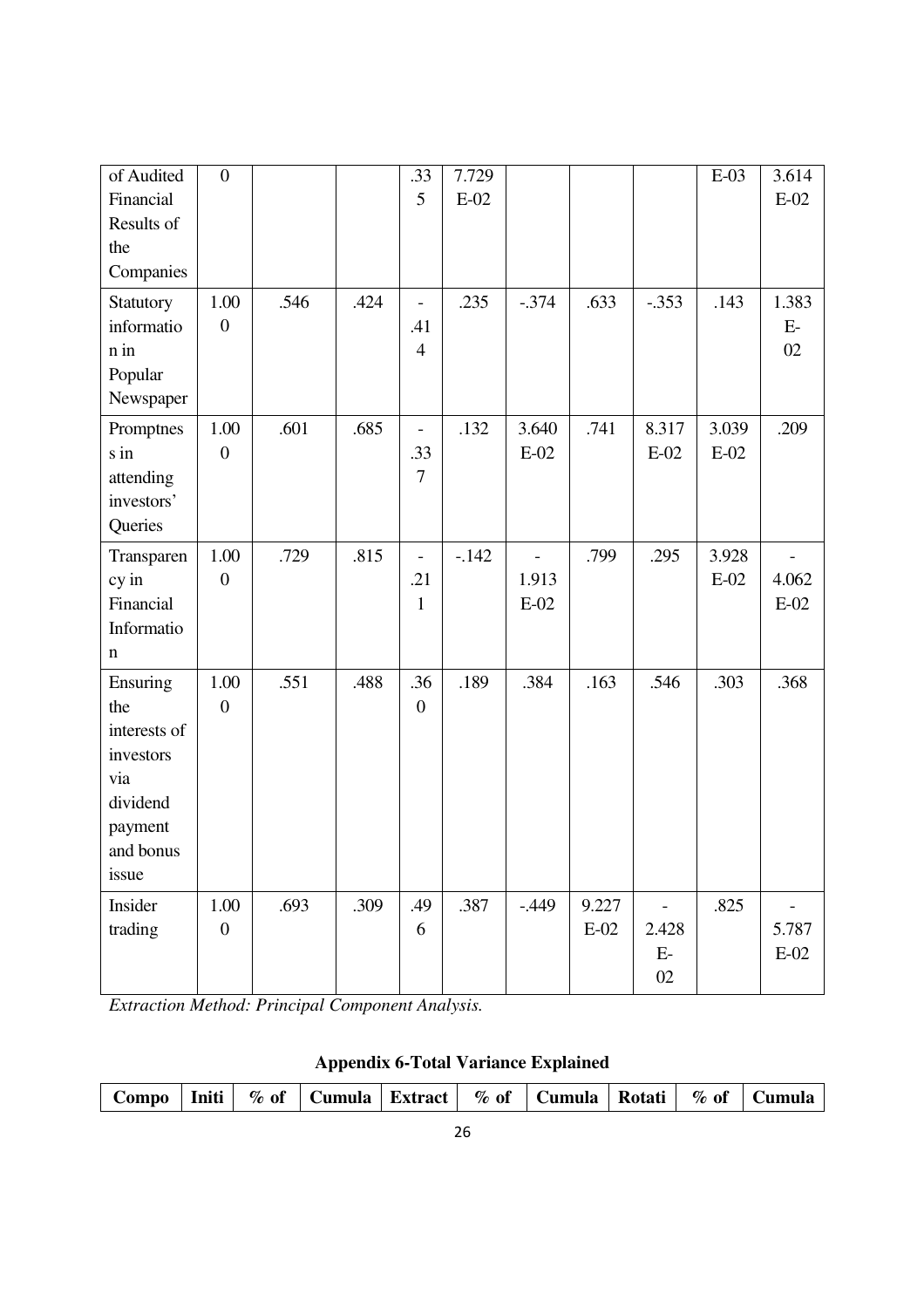| of Audited Financial Results of the Companies | 0 | | | .335 | 7.729 E-02 | | | | E-03 | 3.614 E-02 |
|---|---|---|---|---|---|---|---|---|---|---|
| Statutory information in Popular Newspaper | 1.000 | .546 | .424 | -.414 | .235 | -.374 | .633 | -.353 | .143 | 1.383 E-02 |
| Promptness in attending investors' Queries | 1.000 | .601 | .685 | -.337 | .132 | 3.640 E-02 | .741 | 8.317 E-02 | 3.039 E-02 | .209 |
| Transparency in Financial Information | 1.000 | .729 | .815 | -.211 | -.142 | -1.913 E-02 | .799 | .295 | 3.928 E-02 | -4.062 E-02 |
| Ensuring the interests of investors via dividend payment and bonus issue | 1.000 | .551 | .488 | .360 | .189 | .384 | .163 | .546 | .303 | .368 |
| Insider trading | 1.000 | .693 | .309 | .496 | .387 | -.449 | 9.227 E-02 | -2.428 E-02 | .825 | -5.787 E-02 |

*Extraction Method: Principal Component Analysis.*

**Appendix 6-Total Variance Explained**

| Compo | Initi | % of | Cumula | Extract | % of | Cumula | Rotati | % of | Cumula |
|---|---|---|---|---|---|---|---|---|---|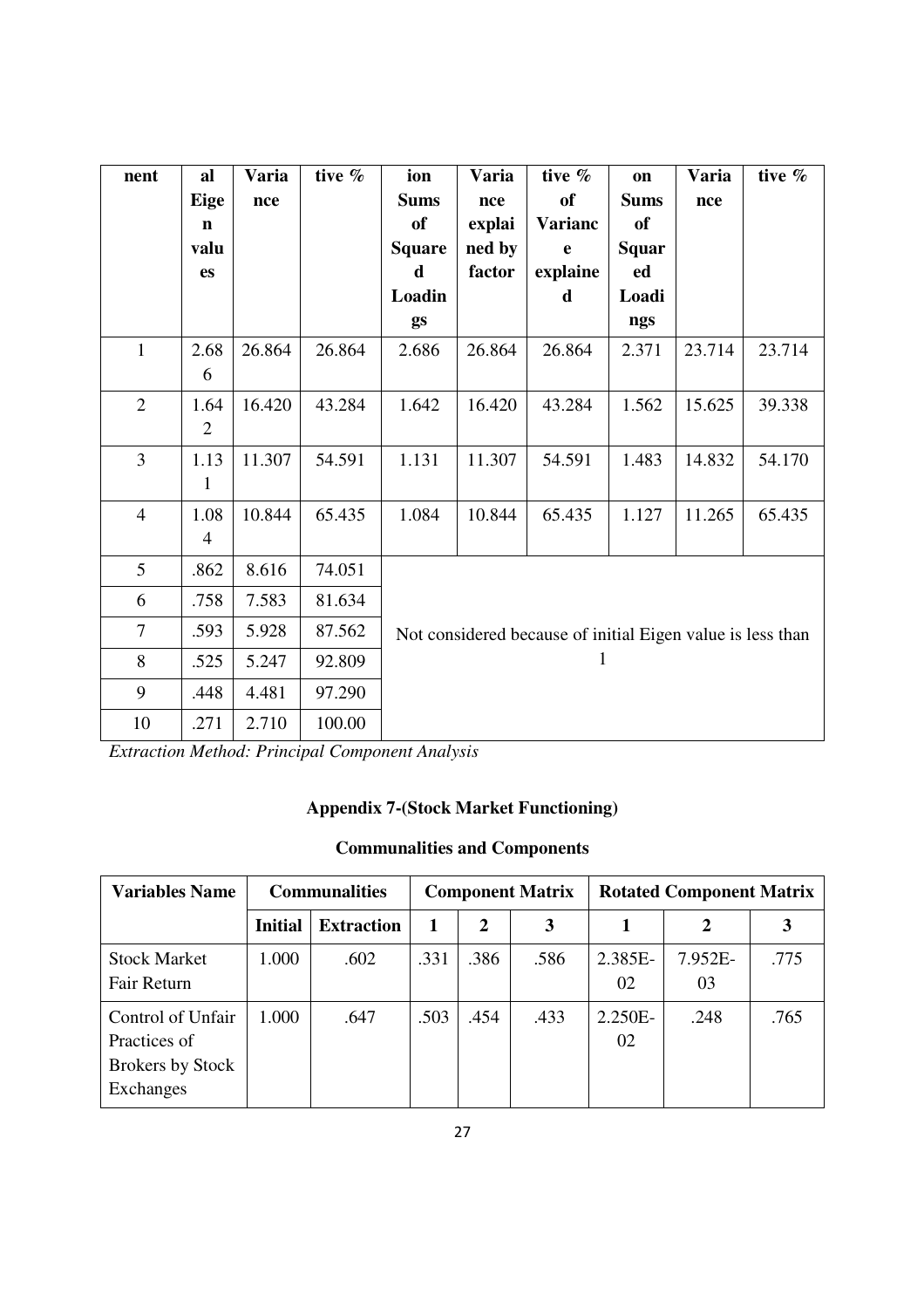| nent | al Eigen values | Variance | tive % | ion Sums of Squared Loadings | Variance explained by factor | tive % of Variance explained | on Sums of Squared Loadings | Variance | tive % |
|---|---|---|---|---|---|---|---|---|---|
| 1 | 2.686 | 26.864 | 26.864 | 2.686 | 26.864 | 26.864 | 2.371 | 23.714 | 23.714 |
| 2 | 1.642 | 16.420 | 43.284 | 1.642 | 16.420 | 43.284 | 1.562 | 15.625 | 39.338 |
| 3 | 1.131 | 11.307 | 54.591 | 1.131 | 11.307 | 54.591 | 1.483 | 14.832 | 54.170 |
| 4 | 1.084 | 10.844 | 65.435 | 1.084 | 10.844 | 65.435 | 1.127 | 11.265 | 65.435 |
| 5 | .862 | 8.616 | 74.051 | Not considered because of initial Eigen value is less than 1 | | | | | |
| 6 | .758 | 7.583 | 81.634 | | | | | | |
| 7 | .593 | 5.928 | 87.562 | | | | | | |
| 8 | .525 | 5.247 | 92.809 | | | | | | |
| 9 | .448 | 4.481 | 97.290 | | | | | | |
| 10 | .271 | 2.710 | 100.00 | | | | | | |

*Extraction Method: Principal Component Analysis*

## Appendix 7-(Stock Market Functioning)

### Communalities and Components

| Variables Name | Communalities | | Component Matrix | | | Rotated Component Matrix | | |
|---|---|---|---|---|---|---|---|---|
| | Initial | Extraction | 1 | 2 | 3 | 1 | 2 | 3 |
| Stock Market Fair Return | 1.000 | .602 | .331 | .386 | .586 | 2.385E-02 | 7.952E-03 | .775 |
| Control of Unfair Practices of Brokers by Stock Exchanges | 1.000 | .647 | .503 | .454 | .433 | 2.250E-02 | .248 | .765 |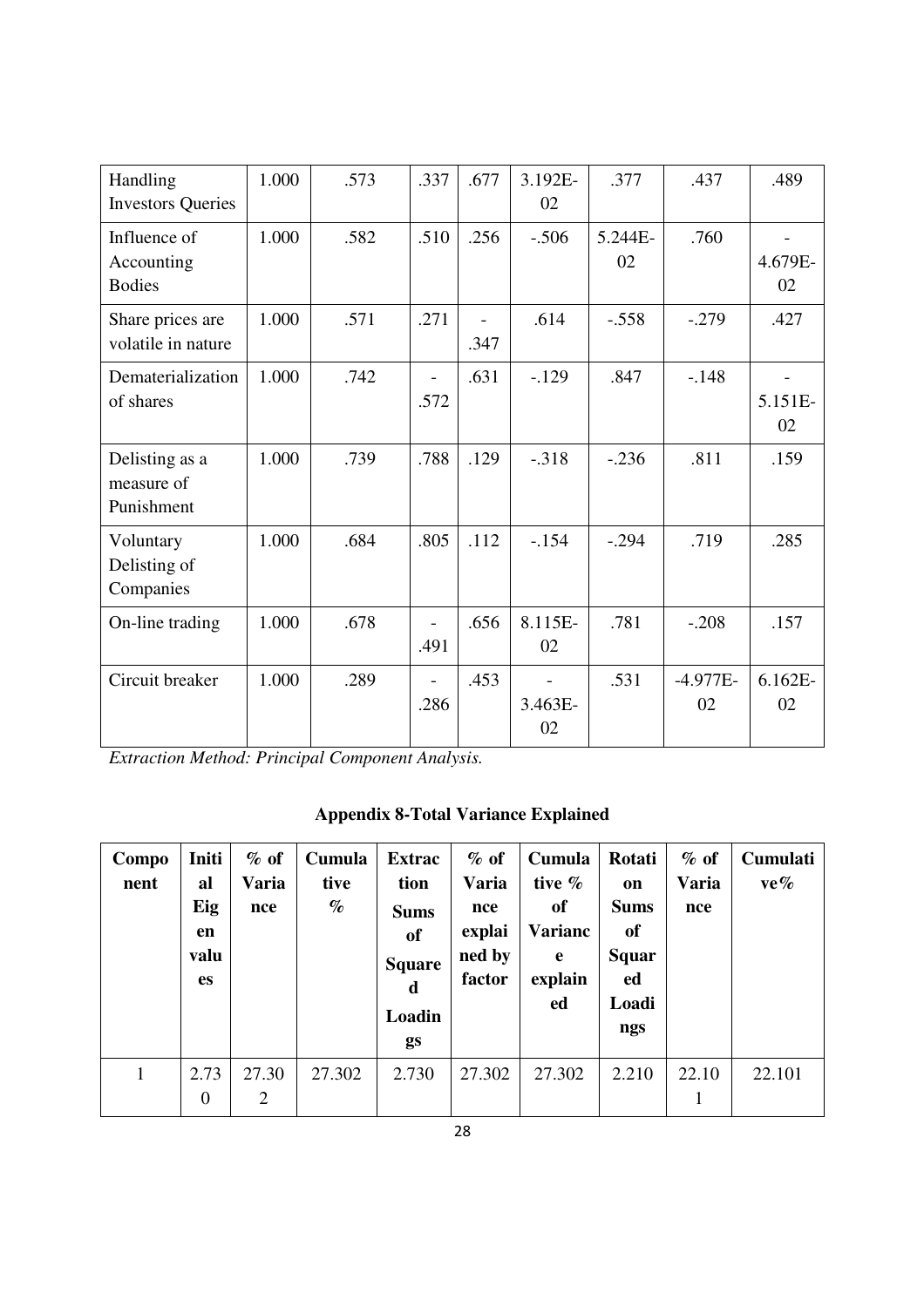| Handling Investors Queries | 1.000 | .573 | .337 | .677 | 3.192E-02 | .377 | .437 | .489 |
|---|---|---|---|---|---|---|---|---|
| Influence of Accounting Bodies | 1.000 | .582 | .510 | .256 | -.506 | 5.244E-02 | .760 | -4.679E-02 |
| Share prices are volatile in nature | 1.000 | .571 | .271 | -.347 | .614 | -.558 | -.279 | .427 |
| Dematerialization of shares | 1.000 | .742 | -.572 | .631 | -.129 | .847 | -.148 | -5.151E-02 |
| Delisting as a measure of Punishment | 1.000 | .739 | .788 | .129 | -.318 | -.236 | .811 | .159 |
| Voluntary Delisting of Companies | 1.000 | .684 | .805 | .112 | -.154 | -.294 | .719 | .285 |
| On-line trading | 1.000 | .678 | -.491 | .656 | 8.115E-02 | .781 | -.208 | .157 |
| Circuit breaker | 1.000 | .289 | -.286 | .453 | -3.463E-02 | .531 | -4.977E-02 | 6.162E-02 |

*Extraction Method: Principal Component Analysis.*

**Appendix 8-Total Variance Explained**

| Component | Initial Eigen values | % of Variance | Cumulative % | Extraction Sums of Squared Loadings | % of Variance explained by factor | Cumulative % of Variance explained | Rotation Sums of Squared Loadings | % of Variance | Cumulative% |
|---|---|---|---|---|---|---|---|---|---|
| 1 | 2.730 | 27.302 | 27.302 | 2.730 | 27.302 | 27.302 | 2.210 | 22.101 | 22.101 |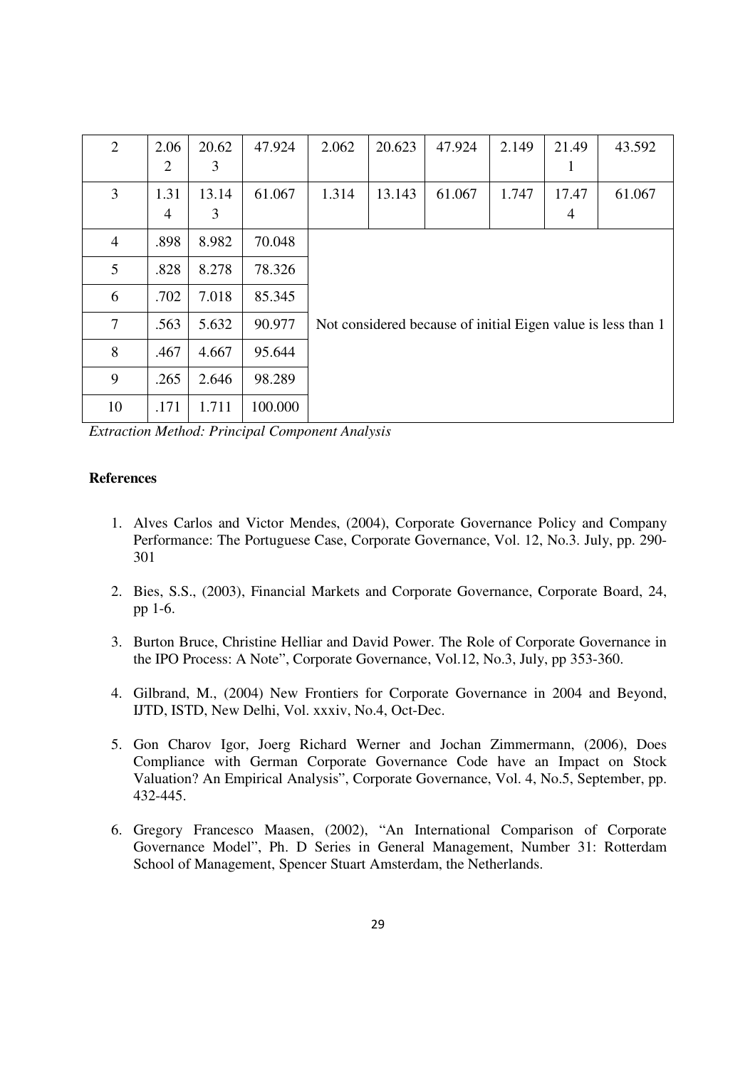| 2 | 2.062 | 20.623 | 47.924 | 2.062 | 20.623 | 47.924 | 2.149 | 21.491 | 43.592 |
|---|---|---|---|---|---|---|---|---|---|
| 3 | 1.314 | 13.143 | 61.067 | 1.314 | 13.143 | 61.067 | 1.747 | 17.474 | 61.067 |
| 4 | .898 | 8.982 | 70.048 | Not considered because of initial Eigen value is less than 1 | | | | | |
| 5 | .828 | 8.278 | 78.326 | | | | | | |
| 6 | .702 | 7.018 | 85.345 | | | | | | |
| 7 | .563 | 5.632 | 90.977 | | | | | | |
| 8 | .467 | 4.667 | 95.644 | | | | | | |
| 9 | .265 | 2.646 | 98.289 | | | | | | |
| 10 | .171 | 1.711 | 100.000 | | | | | | |

*Extraction Method: Principal Component Analysis*

**References**

1. Alves Carlos and Victor Mendes, (2004), Corporate Governance Policy and Company Performance: The Portuguese Case, Corporate Governance, Vol. 12, No.3. July, pp. 290-301
2. Bies, S.S., (2003), Financial Markets and Corporate Governance, Corporate Board, 24, pp 1-6.
3. Burton Bruce, Christine Helliar and David Power. The Role of Corporate Governance in the IPO Process: A Note", Corporate Governance, Vol.12, No.3, July, pp 353-360.
4. Gilbrand, M., (2004) New Frontiers for Corporate Governance in 2004 and Beyond, IJTD, ISTD, New Delhi, Vol. xxxiv, No.4, Oct-Dec.
5. Gon Charov Igor, Joerg Richard Werner and Jochan Zimmermann, (2006), Does Compliance with German Corporate Governance Code have an Impact on Stock Valuation? An Empirical Analysis", Corporate Governance, Vol. 4, No.5, September, pp. 432-445.
6. Gregory Francesco Maasen, (2002), "An International Comparison of Corporate Governance Model", Ph. D Series in General Management, Number 31: Rotterdam School of Management, Spencer Stuart Amsterdam, the Netherlands.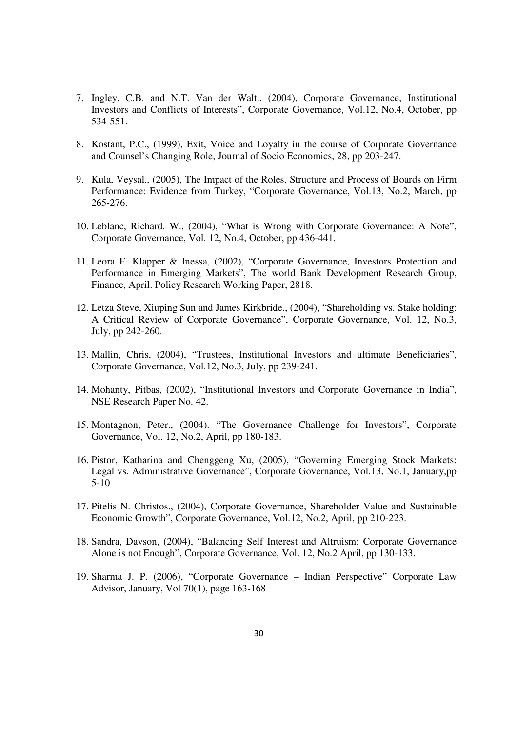7. Ingley, C.B. and N.T. Van der Walt., (2004), Corporate Governance, Institutional Investors and Conflicts of Interests", Corporate Governance, Vol.12, No.4, October, pp 534-551.

8. Kostant, P.C., (1999), Exit, Voice and Loyalty in the course of Corporate Governance and Counsel's Changing Role, Journal of Socio Economics, 28, pp 203-247.

9. Kula, Veysal., (2005), The Impact of the Roles, Structure and Process of Boards on Firm Performance: Evidence from Turkey, "Corporate Governance, Vol.13, No.2, March, pp 265-276.

10. Leblanc, Richard. W., (2004), "What is Wrong with Corporate Governance: A Note", Corporate Governance, Vol. 12, No.4, October, pp 436-441.

11. Leora F. Klapper & Inessa, (2002), "Corporate Governance, Investors Protection and Performance in Emerging Markets", The world Bank Development Research Group, Finance, April. Policy Research Working Paper, 2818.

12. Letza Steve, Xiuping Sun and James Kirkbride., (2004), "Shareholding vs. Stake holding: A Critical Review of Corporate Governance", Corporate Governance, Vol. 12, No.3, July, pp 242-260.

13. Mallin, Chris, (2004), "Trustees, Institutional Investors and ultimate Beneficiaries", Corporate Governance, Vol.12, No.3, July, pp 239-241.

14. Mohanty, Pitbas, (2002), "Institutional Investors and Corporate Governance in India", NSE Research Paper No. 42.

15. Montagnon, Peter., (2004). "The Governance Challenge for Investors", Corporate Governance, Vol. 12, No.2, April, pp 180-183.

16. Pistor, Katharina and Chenggeng Xu, (2005), "Governing Emerging Stock Markets: Legal vs. Administrative Governance", Corporate Governance, Vol.13, No.1, January,pp 5-10

17. Pitelis N. Christos., (2004), Corporate Governance, Shareholder Value and Sustainable Economic Growth", Corporate Governance, Vol.12, No.2, April, pp 210-223.

18. Sandra, Davson, (2004), "Balancing Self Interest and Altruism: Corporate Governance Alone is not Enough", Corporate Governance, Vol. 12, No.2 April, pp 130-133.

19. Sharma J. P. (2006), "Corporate Governance – Indian Perspective" Corporate Law Advisor, January, Vol 70(1), page 163-168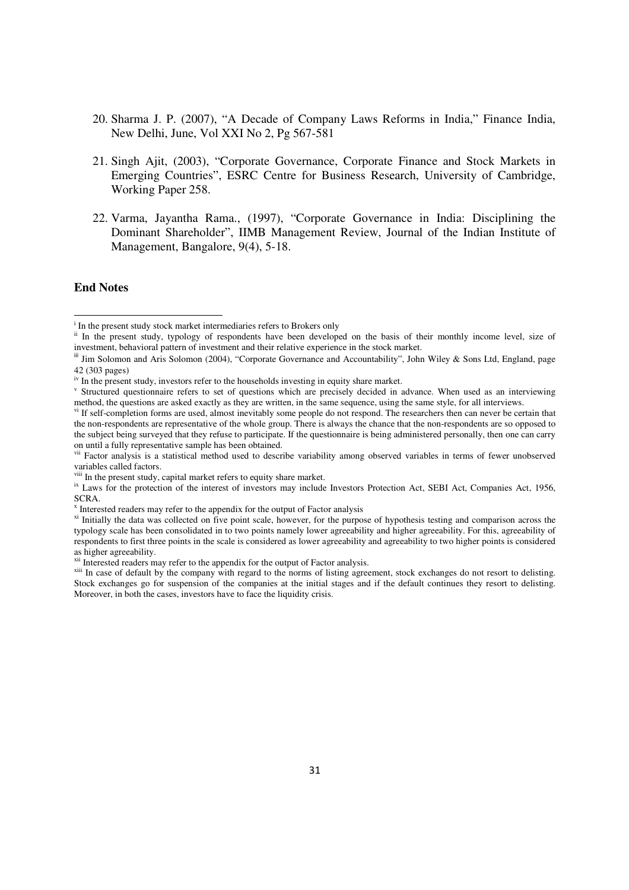20. Sharma J. P. (2007), "A Decade of Company Laws Reforms in India," Finance India, New Delhi, June, Vol XXI No 2, Pg 567-581

21. Singh Ajit, (2003), "Corporate Governance, Corporate Finance and Stock Markets in Emerging Countries", ESRC Centre for Business Research, University of Cambridge, Working Paper 258.

22. Varma, Jayantha Rama., (1997), "Corporate Governance in India: Disciplining the Dominant Shareholder", IIMB Management Review, Journal of the Indian Institute of Management, Bangalore, 9(4), 5-18.

**End Notes**

[i] In the present study stock market intermediaries refers to Brokers only

[ii] In the present study, typology of respondents have been developed on the basis of their monthly income level, size of investment, behavioral pattern of investment and their relative experience in the stock market.

[iii] Jim Solomon and Aris Solomon (2004), "Corporate Governance and Accountability", John Wiley & Sons Ltd, England, page 42 (303 pages)

[iv] In the present study, investors refer to the households investing in equity share market.

[v] Structured questionnaire refers to set of questions which are precisely decided in advance. When used as an interviewing method, the questions are asked exactly as they are written, in the same sequence, using the same style, for all interviews.

[vi] If self-completion forms are used, almost inevitably some people do not respond. The researchers then can never be certain that the non-respondents are representative of the whole group. There is always the chance that the non-respondents are so opposed to the subject being surveyed that they refuse to participate. If the questionnaire is being administered personally, then one can carry on until a fully representative sample has been obtained.

[vii] Factor analysis is a statistical method used to describe variability among observed variables in terms of fewer unobserved variables called factors.

[viii] In the present study, capital market refers to equity share market.

[ix] Laws for the protection of the interest of investors may include Investors Protection Act, SEBI Act, Companies Act, 1956, SCRA.

[x] Interested readers may refer to the appendix for the output of Factor analysis

[xi] Initially the data was collected on five point scale, however, for the purpose of hypothesis testing and comparison across the typology scale has been consolidated in to two points namely lower agreeability and higher agreeability. For this, agreeability of respondents to first three points in the scale is considered as lower agreeability and agreeability to two higher points is considered as higher agreeability.

[xii] Interested readers may refer to the appendix for the output of Factor analysis.

[xiii] In case of default by the company with regard to the norms of listing agreement, stock exchanges do not resort to delisting. Stock exchanges go for suspension of the companies at the initial stages and if the default continues they resort to delisting. Moreover, in both the cases, investors have to face the liquidity crisis.